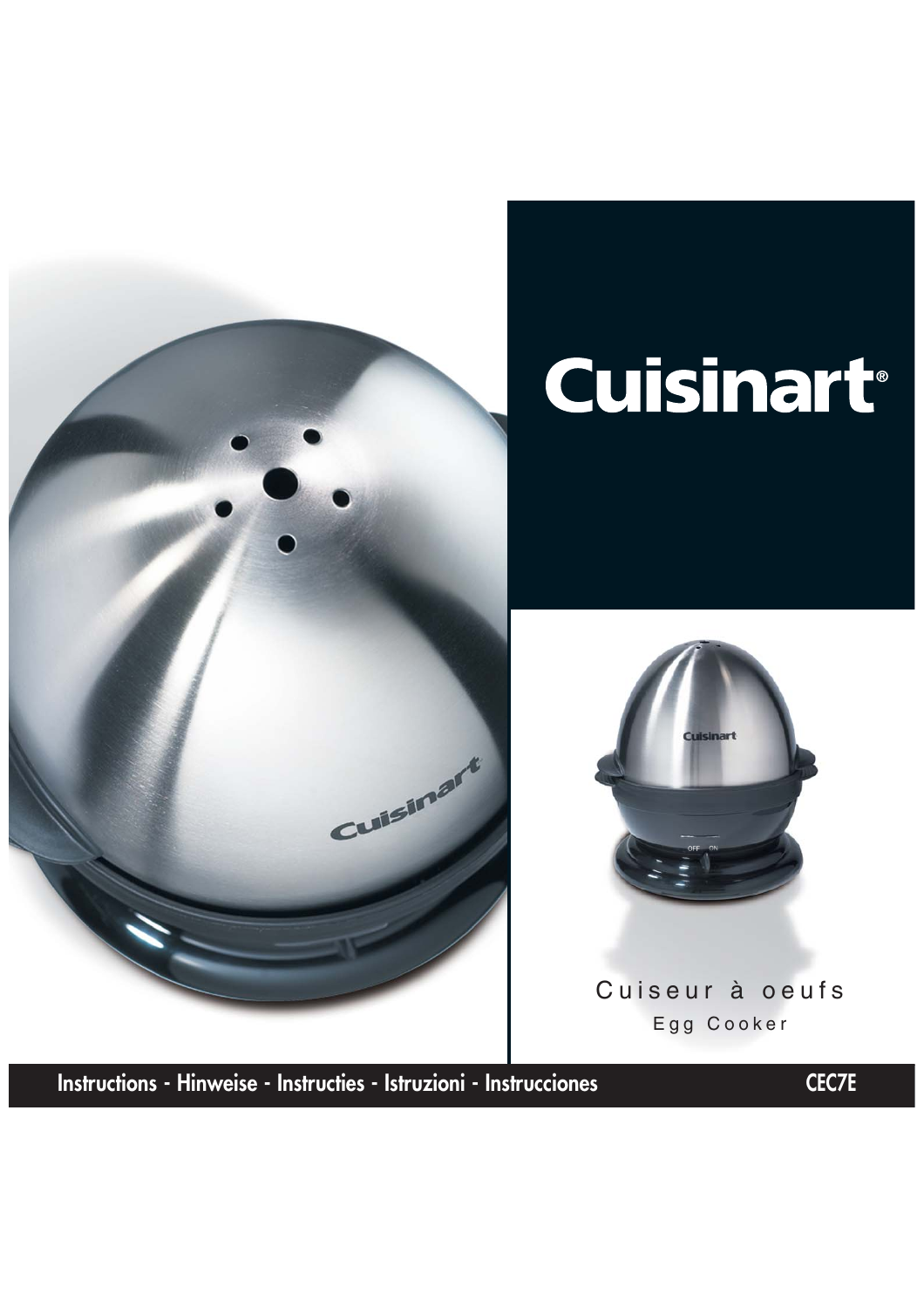# Cuisinart®

## Cuiseur à oeufs

Egg Cooker

**Instructions - Hinweise - Instructies - Istruzioni - Instrucciones** **CEC7E**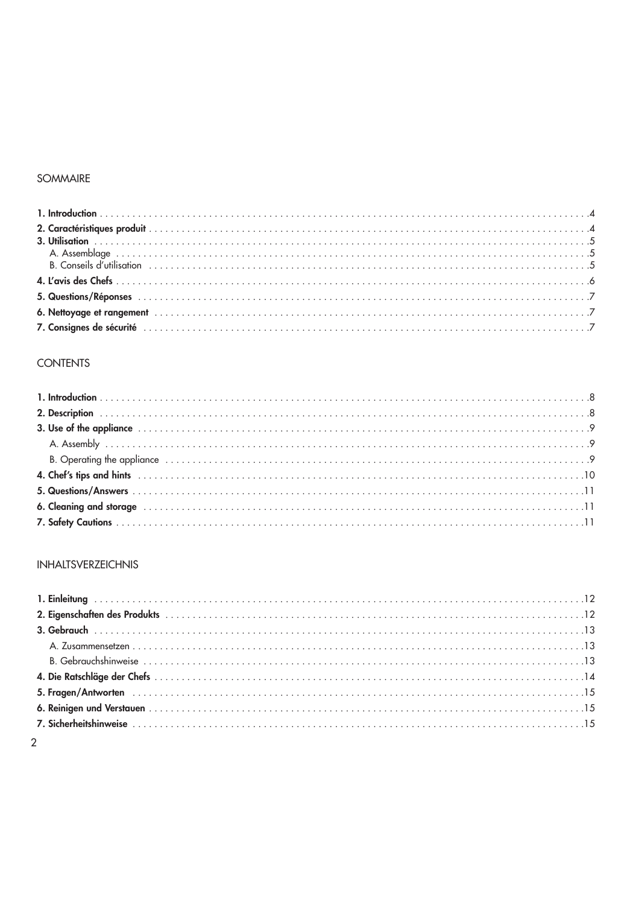## SOMMAIRE

**1. Introduction** . . . 4
**2. Caractéristiques produit** . . . 4
**3. Utilisation** . . . 5
A. Assemblage . . . 5
B. Conseils d'utilisation . . . 5
**4. L'avis des Chefs** . . . 6
**5. Questions/Réponses** . . . 7
**6. Nettoyage et rangement** . . . 7
**7. Consignes de sécurité** . . . 7

## CONTENTS

**1. Introduction** . . . 8
**2. Description** . . . 8
**3. Use of the appliance** . . . 9
A. Assembly . . . 9
B. Operating the appliance . . . 9
**4. Chef's tips and hints** . . . 10
**5. Questions/Answers** . . . 11
**6. Cleaning and storage** . . . 11
**7. Safety Cautions** . . . 11

## INHALTSVERZEICHNIS

**1. Einleitung** . . . 12
**2. Eigenschaften des Produkts** . . . 12
**3. Gebrauch** . . . 13
A. Zusammensetzen . . . 13
B. Gebrauchshinweise . . . 13
**4. Die Ratschläge der Chefs** . . . 14
**5. Fragen/Antworten** . . . 15
**6. Reinigen und Verstauen** . . . 15
**7. Sicherheitshinweise** . . . 15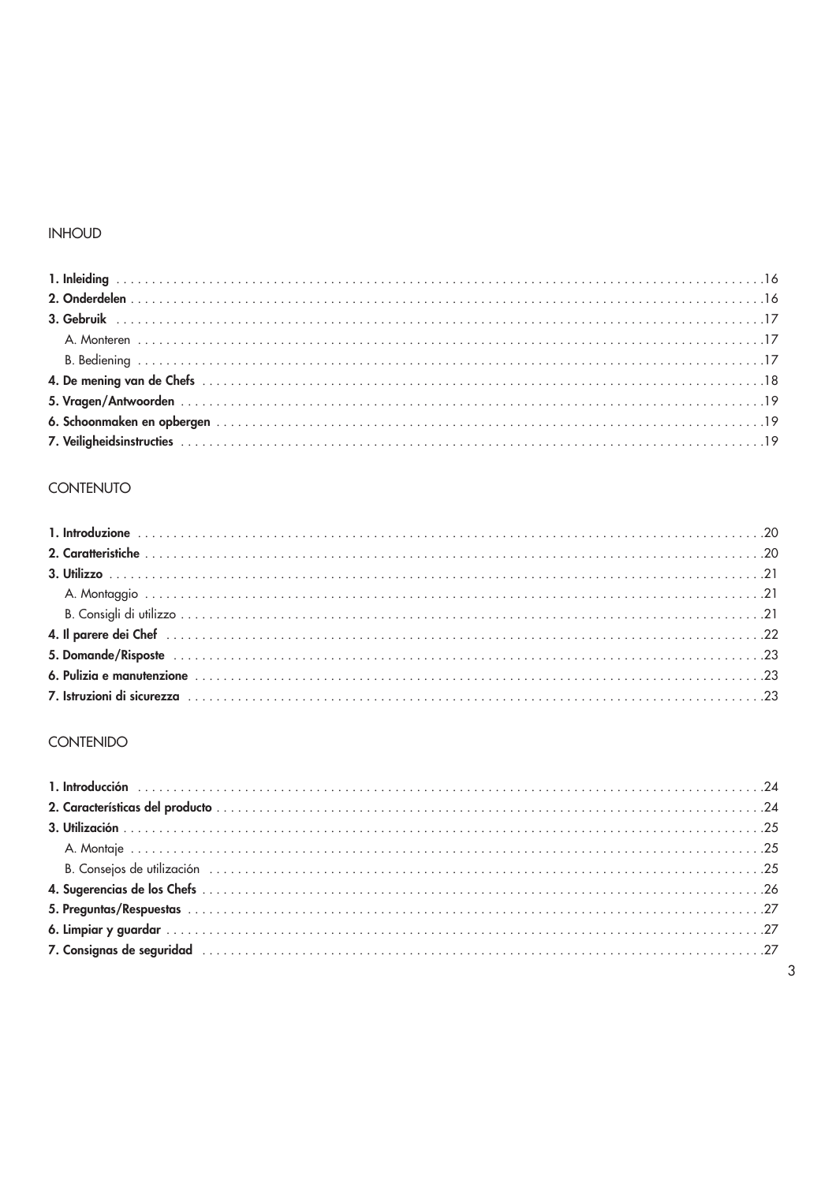## INHOUD

**1. Inleiding** ....................................................16
**2. Onderdelen** ....................................................16
**3. Gebruik** ....................................................17
A. Monteren ....................................................17
B. Bediening ....................................................17
**4. De mening van de Chefs** ....................................................18
**5. Vragen/Antwoorden** ....................................................19
**6. Schoonmaken en opbergen** ....................................................19
**7. Veiligheidsinstructies** ....................................................19

## CONTENUTO

**1. Introduzione** ....................................................20
**2. Caratteristiche** ....................................................20
**3. Utilizzo** ....................................................21
A. Montaggio ....................................................21
B. Consigli di utilizzo ....................................................21
**4. Il parere dei Chef** ....................................................22
**5. Domande/Risposte** ....................................................23
**6. Pulizia e manutenzione** ....................................................23
**7. Istruzioni di sicurezza** ....................................................23

## CONTENIDO

**1. Introducción** ....................................................24
**2. Características del producto** ....................................................24
**3. Utilización** ....................................................25
A. Montaje ....................................................25
B. Consejos de utilización ....................................................25
**4. Sugerencias de los Chefs** ....................................................26
**5. Preguntas/Respuestas** ....................................................27
**6. Limpiar y guardar** ....................................................27
**7. Consignas de seguridad** ....................................................27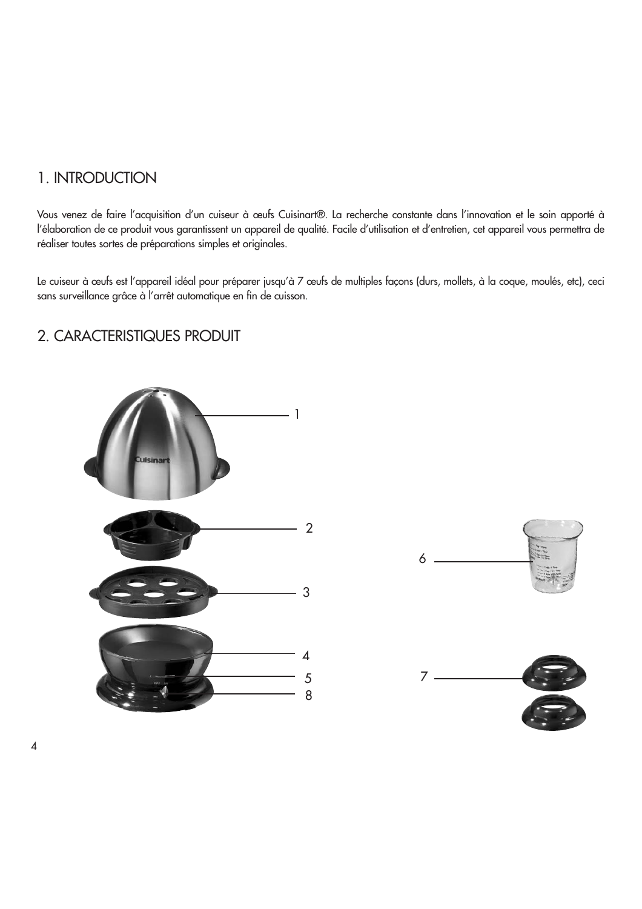## 1. INTRODUCTION

Vous venez de faire l'acquisition d'un cuiseur à œufs Cuisinart®. La recherche constante dans l'innovation et le soin apporté à l'élaboration de ce produit vous garantissent un appareil de qualité. Facile d'utilisation et d'entretien, cet appareil vous permettra de réaliser toutes sortes de préparations simples et originales.

Le cuiseur à œufs est l'appareil idéal pour préparer jusqu'à 7 œufs de multiples façons (durs, mollets, à la coque, moulés, etc), ceci sans surveillance grâce à l'arrêt automatique en fin de cuisson.

## 2. CARACTERISTIQUES PRODUIT

1

2

3

4

5

8

6

7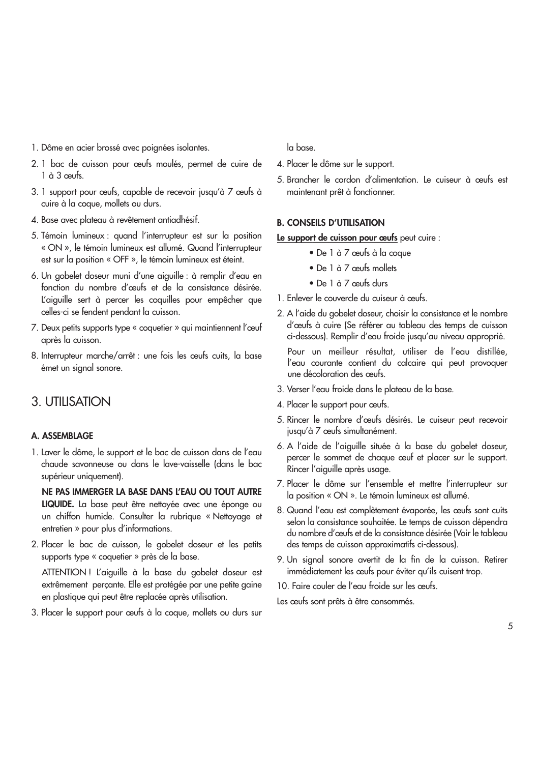1. Dôme en acier brossé avec poignées isolantes.
2. 1 bac de cuisson pour œufs moulés, permet de cuire de 1 à 3 œufs.
3. 1 support pour œufs, capable de recevoir jusqu'à 7 œufs à cuire à la coque, mollets ou durs.
4. Base avec plateau à revêtement antiadhésif.
5. Témoin lumineux : quand l'interrupteur est sur la position « ON », le témoin lumineux est allumé. Quand l'interrupteur est sur la position « OFF », le témoin lumineux est éteint.
6. Un gobelet doseur muni d'une aiguille : à remplir d'eau en fonction du nombre d'œufs et de la consistance désirée. L'aiguille sert à percer les coquilles pour empêcher que celles-ci se fendent pendant la cuisson.
7. Deux petits supports type « coquetier » qui maintiennent l'œuf après la cuisson.
8. Interrupteur marche/arrêt : une fois les œufs cuits, la base émet un signal sonore.

# 3. UTILISATION

### A. ASSEMBLAGE

1. Laver le dôme, le support et le bac de cuisson dans de l'eau chaude savonneuse ou dans le lave-vaisselle (dans le bac supérieur uniquement).

   **NE PAS IMMERGER LA BASE DANS L'EAU OU TOUT AUTRE LIQUIDE.** La base peut être nettoyée avec une éponge ou un chiffon humide. Consulter la rubrique « Nettoyage et entretien » pour plus d'informations.
2. Placer le bac de cuisson, le gobelet doseur et les petits supports type « coquetier » près de la base.

   ATTENTION ! L'aiguille à la base du gobelet doseur est extrêmement perçante. Elle est protégée par une petite gaine en plastique qui peut être replacée après utilisation.
3. Placer le support pour œufs à la coque, mollets ou durs sur la base.
4. Placer le dôme sur le support.
5. Brancher le cordon d'alimentation. Le cuiseur à œufs est maintenant prêt à fonctionner.

### B. CONSEILS D'UTILISATION

**Le support de cuisson pour œufs** peut cuire :

- De 1 à 7 œufs à la coque
- De 1 à 7 œufs mollets
- De 1 à 7 œufs durs

1. Enlever le couvercle du cuiseur à œufs.
2. A l'aide du gobelet doseur, choisir la consistance et le nombre d'œufs à cuire (Se référer au tableau des temps de cuisson ci-dessous). Remplir d'eau froide jusqu'au niveau approprié.

   Pour un meilleur résultat, utiliser de l'eau distillée, l'eau courante contient du calcaire qui peut provoquer une décoloration des œufs.
3. Verser l'eau froide dans le plateau de la base.
4. Placer le support pour œufs.
5. Rincer le nombre d'œufs désirés. Le cuiseur peut recevoir jusqu'à 7 œufs simultanément.
6. A l'aide de l'aiguille située à la base du gobelet doseur, percer le sommet de chaque œuf et placer sur le support. Rincer l'aiguille après usage.
7. Placer le dôme sur l'ensemble et mettre l'interrupteur sur la position « ON ». Le témoin lumineux est allumé.
8. Quand l'eau est complètement évaporée, les œufs sont cuits selon la consistance souhaitée. Le temps de cuisson dépendra du nombre d'œufs et de la consistance désirée (Voir le tableau des temps de cuisson approximatifs ci-dessous).
9. Un signal sonore avertit de la fin de la cuisson. Retirer immédiatement les œufs pour éviter qu'ils cuisent trop.
10. Faire couler de l'eau froide sur les œufs.

Les œufs sont prêts à être consommés.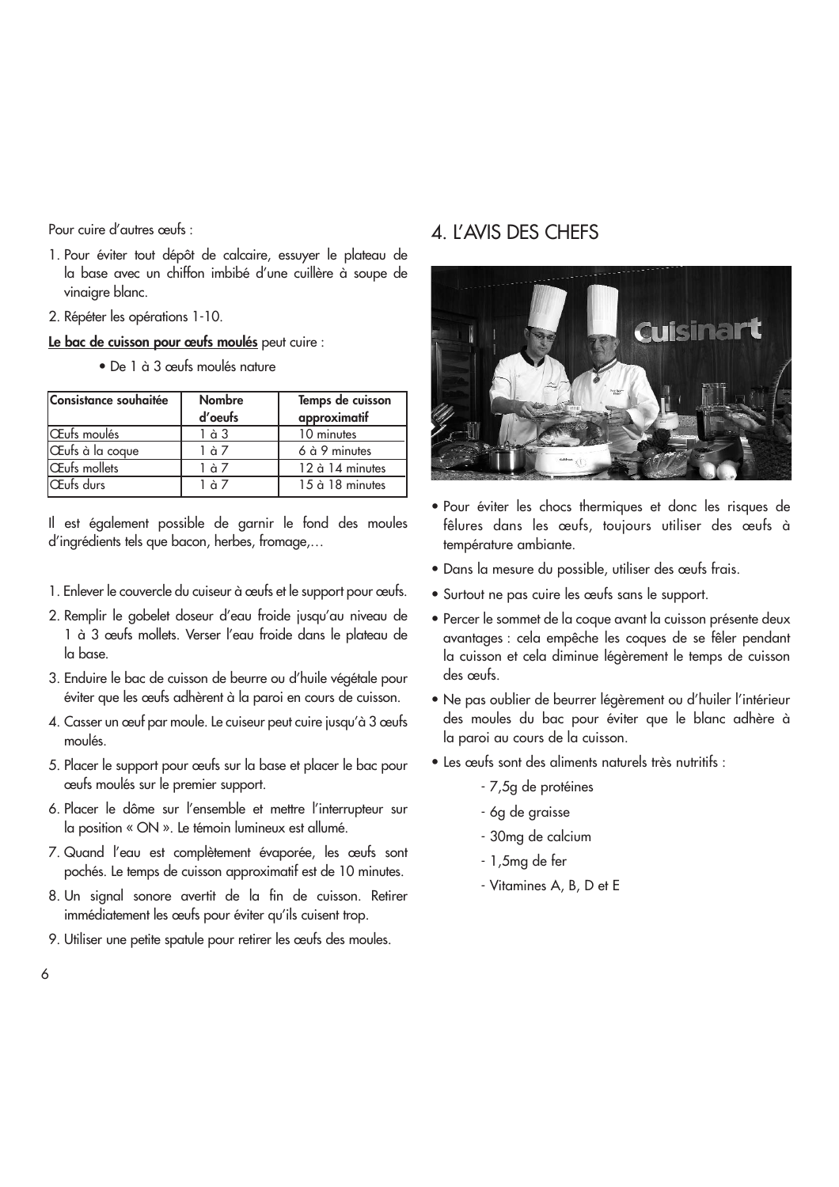Pour cuire d'autres œufs :

1. Pour éviter tout dépôt de calcaire, essuyer le plateau de la base avec un chiffon imbibé d'une cuillère à soupe de vinaigre blanc.
2. Répéter les opérations 1-10.

**Le bac de cuisson pour œufs moulés** peut cuire :

- De 1 à 3 œufs moulés nature

| Consistance souhaitée | Nombre d'oeufs | Temps de cuisson approximatif |
|---|---|---|
| Œufs moulés | 1 à 3 | 10 minutes |
| Œufs à la coque | 1 à 7 | 6 à 9 minutes |
| Œufs mollets | 1 à 7 | 12 à 14 minutes |
| Œufs durs | 1 à 7 | 15 à 18 minutes |

Il est également possible de garnir le fond des moules d'ingrédients tels que bacon, herbes, fromage,…

1. Enlever le couvercle du cuiseur à œufs et le support pour œufs.
2. Remplir le gobelet doseur d'eau froide jusqu'au niveau de 1 à 3 œufs mollets. Verser l'eau froide dans le plateau de la base.
3. Enduire le bac de cuisson de beurre ou d'huile végétale pour éviter que les œufs adhèrent à la paroi en cours de cuisson.
4. Casser un œuf par moule. Le cuiseur peut cuire jusqu'à 3 œufs moulés.
5. Placer le support pour œufs sur la base et placer le bac pour œufs moulés sur le premier support.
6. Placer le dôme sur l'ensemble et mettre l'interrupteur sur la position « ON ». Le témoin lumineux est allumé.
7. Quand l'eau est complètement évaporée, les œufs sont pochés. Le temps de cuisson approximatif est de 10 minutes.
8. Un signal sonore avertit de la fin de cuisson. Retirer immédiatement les œufs pour éviter qu'ils cuisent trop.
9. Utiliser une petite spatule pour retirer les œufs des moules.

# 4. L'AVIS DES CHEFS

- Pour éviter les chocs thermiques et donc les risques de fêlures dans les œufs, toujours utiliser des œufs à température ambiante.
- Dans la mesure du possible, utiliser des œufs frais.
- Surtout ne pas cuire les œufs sans le support.
- Percer le sommet de la coque avant la cuisson présente deux avantages : cela empêche les coques de se fêler pendant la cuisson et cela diminue légèrement le temps de cuisson des œufs.
- Ne pas oublier de beurrer légèrement ou d'huiler l'intérieur des moules du bac pour éviter que le blanc adhère à la paroi au cours de la cuisson.
- Les œufs sont des aliments naturels très nutritifs :
  - 7,5g de protéines
  - 6g de graisse
  - 30mg de calcium
  - 1,5mg de fer
  - Vitamines A, B, D et E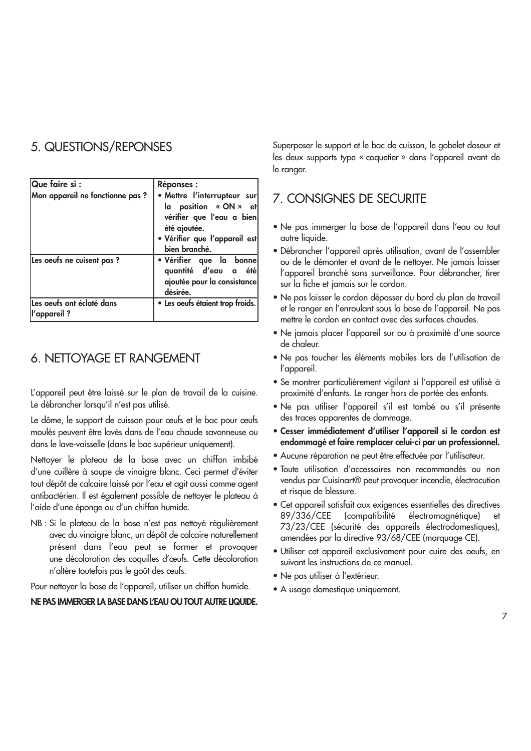## 5. QUESTIONS/REPONSES

| Que faire si : | Réponses : |
|---|---|
| **Mon appareil ne fonctionne pas ?** | **• Mettre l'interrupteur sur la position « ON » et vérifier que l'eau a bien été ajoutée.**<br>**• Vérifier que l'appareil est bien branché.** |
| **Les oeufs ne cuisent pas ?** | **• Vérifier que la bonne quantité d'eau a été ajoutée pour la consistance désirée.** |
| **Les oeufs ont éclaté dans l'appareil ?** | **• Les oeufs étaient trop froids.** |

## 6. NETTOYAGE ET RANGEMENT

L'appareil peut être laissé sur le plan de travail de la cuisine. Le débrancher lorsqu'il n'est pas utilisé.

Le dôme, le support de cuisson pour œufs et le bac pour œufs moulés peuvent être lavés dans de l'eau chaude savonneuse ou dans le lave-vaisselle (dans le bac supérieur uniquement).

Nettoyer le plateau de la base avec un chiffon imbibé d'une cuillère à soupe de vinaigre blanc. Ceci permet d'éviter tout dépôt de calcaire laissé par l'eau et agit aussi comme agent antibactérien. Il est également possible de nettoyer le plateau à l'aide d'une éponge ou d'un chiffon humide.

NB : Si le plateau de la base n'est pas nettoyé régulièrement avec du vinaigre blanc, un dépôt de calcaire naturellement présent dans l'eau peut se former et provoquer une décoloration des coquilles d'œufs. Cette décoloration n'altère toutefois pas le goût des œufs.

Pour nettoyer la base de l'appareil, utiliser un chiffon humide.

**NE PAS IMMERGER LA BASE DANS L'EAU OU TOUT AUTRE LIQUIDE.**

Superposer le support et le bac de cuisson, le gobelet doseur et les deux supports type « coquetier » dans l'appareil avant de le ranger.

## 7. CONSIGNES DE SECURITE

- Ne pas immerger la base de l'appareil dans l'eau ou tout autre liquide.
- Débrancher l'appareil après utilisation, avant de l'assembler ou de le démonter et avant de le nettoyer. Ne jamais laisser l'appareil branché sans surveillance. Pour débrancher, tirer sur la fiche et jamais sur le cordon.
- Ne pas laisser le cordon dépasser du bord du plan de travail et le ranger en l'enroulant sous la base de l'appareil. Ne pas mettre le cordon en contact avec des surfaces chaudes.
- Ne jamais placer l'appareil sur ou à proximité d'une source de chaleur.
- Ne pas toucher les éléments mobiles lors de l'utilisation de l'appareil.
- Se montrer particulièrement vigilant si l'appareil est utilisé à proximité d'enfants. Le ranger hors de portée des enfants.
- Ne pas utiliser l'appareil s'il est tombé ou s'il présente des traces apparentes de dommage.
- **Cesser immédiatement d'utiliser l'appareil si le cordon est endommagé et faire remplacer celui-ci par un professionnel.**
- Aucune réparation ne peut être effectuée par l'utilisateur.
- Toute utilisation d'accessoires non recommandés ou non vendus par Cuisinart® peut provoquer incendie, électrocution et risque de blessure.
- Cet appareil satisfait aux exigences essentielles des directives 89/336/CEE (compatibilité électromagnétique) et 73/23/CEE (sécurité des appareils électrodomestiques), amendées par la directive 93/68/CEE (marquage CE).
- Utiliser cet appareil exclusivement pour cuire des oeufs, en suivant les instructions de ce manuel.
- Ne pas utiliser à l'extérieur.
- A usage domestique uniquement.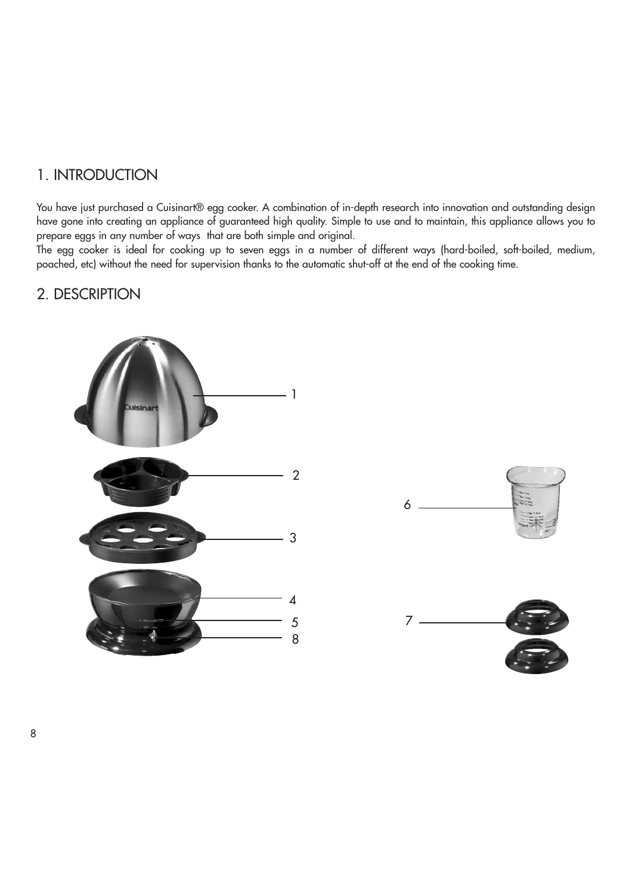## 1. INTRODUCTION

You have just purchased a Cuisinart® egg cooker. A combination of in-depth research into innovation and outstanding design have gone into creating an appliance of guaranteed high quality. Simple to use and to maintain, this appliance allows you to prepare eggs in any number of ways that are both simple and original.
The egg cooker is ideal for cooking up to seven eggs in a number of different ways (hard-boiled, soft-boiled, medium, poached, etc) without the need for supervision thanks to the automatic shut-off at the end of the cooking time.

## 2. DESCRIPTION

1
2
3
4
5
8
6
7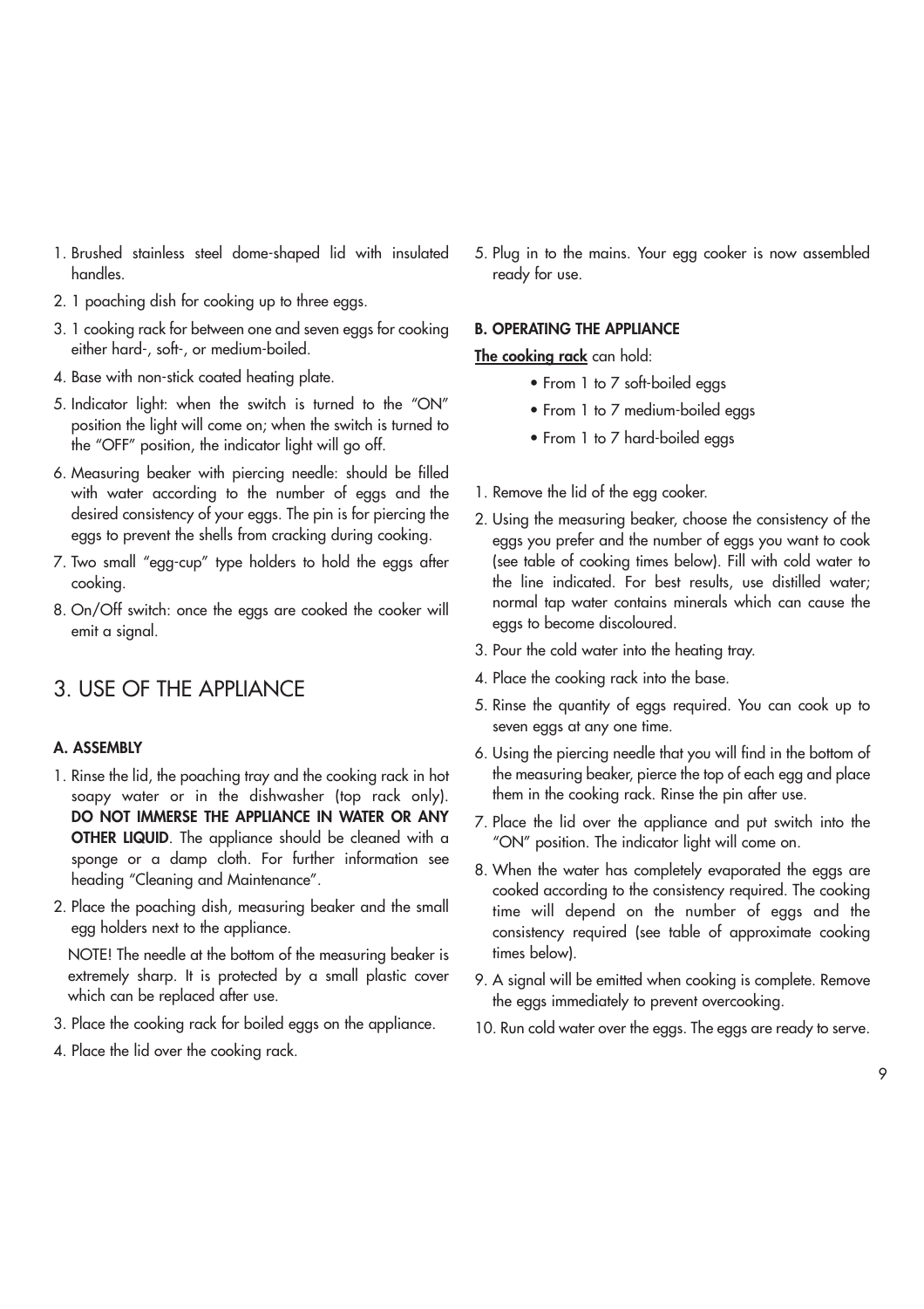1. Brushed stainless steel dome-shaped lid with insulated handles.
2. 1 poaching dish for cooking up to three eggs.
3. 1 cooking rack for between one and seven eggs for cooking either hard-, soft-, or medium-boiled.
4. Base with non-stick coated heating plate.
5. Indicator light: when the switch is turned to the "ON" position the light will come on; when the switch is turned to the "OFF" position, the indicator light will go off.
6. Measuring beaker with piercing needle: should be filled with water according to the number of eggs and the desired consistency of your eggs. The pin is for piercing the eggs to prevent the shells from cracking during cooking.
7. Two small "egg-cup" type holders to hold the eggs after cooking.
8. On/Off switch: once the eggs are cooked the cooker will emit a signal.

# 3. USE OF THE APPLIANCE

### A. ASSEMBLY

1. Rinse the lid, the poaching tray and the cooking rack in hot soapy water or in the dishwasher (top rack only). **DO NOT IMMERSE THE APPLIANCE IN WATER OR ANY OTHER LIQUID**. The appliance should be cleaned with a sponge or a damp cloth. For further information see heading "Cleaning and Maintenance".
2. Place the poaching dish, measuring beaker and the small egg holders next to the appliance.

   NOTE! The needle at the bottom of the measuring beaker is extremely sharp. It is protected by a small plastic cover which can be replaced after use.
3. Place the cooking rack for boiled eggs on the appliance.
4. Place the lid over the cooking rack.
5. Plug in to the mains. Your egg cooker is now assembled ready for use.

### B. OPERATING THE APPLIANCE

**The cooking rack** can hold:

- From 1 to 7 soft-boiled eggs
- From 1 to 7 medium-boiled eggs
- From 1 to 7 hard-boiled eggs

1. Remove the lid of the egg cooker.
2. Using the measuring beaker, choose the consistency of the eggs you prefer and the number of eggs you want to cook (see table of cooking times below). Fill with cold water to the line indicated. For best results, use distilled water; normal tap water contains minerals which can cause the eggs to become discoloured.
3. Pour the cold water into the heating tray.
4. Place the cooking rack into the base.
5. Rinse the quantity of eggs required. You can cook up to seven eggs at any one time.
6. Using the piercing needle that you will find in the bottom of the measuring beaker, pierce the top of each egg and place them in the cooking rack. Rinse the pin after use.
7. Place the lid over the appliance and put switch into the "ON" position. The indicator light will come on.
8. When the water has completely evaporated the eggs are cooked according to the consistency required. The cooking time will depend on the number of eggs and the consistency required (see table of approximate cooking times below).
9. A signal will be emitted when cooking is complete. Remove the eggs immediately to prevent overcooking.
10. Run cold water over the eggs. The eggs are ready to serve.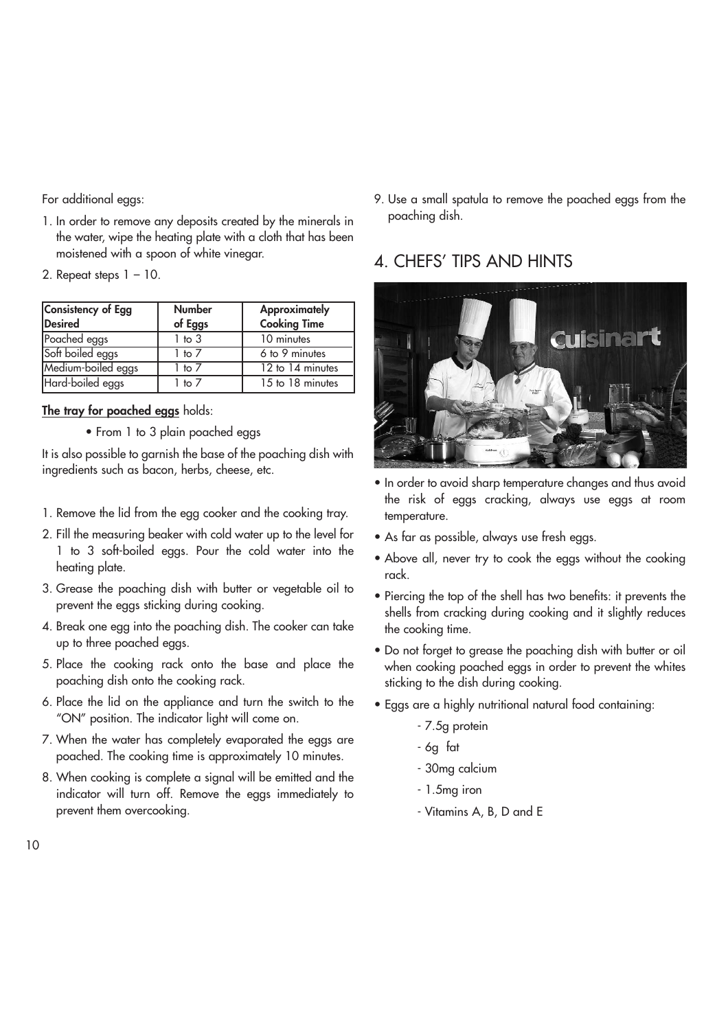For additional eggs:

1. In order to remove any deposits created by the minerals in the water, wipe the heating plate with a cloth that has been moistened with a spoon of white vinegar.
2. Repeat steps 1 – 10.

| Consistency of Egg Desired | Number of Eggs | Approximately Cooking Time |
|---|---|---|
| Poached eggs | 1 to 3 | 10 minutes |
| Soft boiled eggs | 1 to 7 | 6 to 9 minutes |
| Medium-boiled eggs | 1 to 7 | 12 to 14 minutes |
| Hard-boiled eggs | 1 to 7 | 15 to 18 minutes |

**The tray for poached eggs** holds:

- From 1 to 3 plain poached eggs

It is also possible to garnish the base of the poaching dish with ingredients such as bacon, herbs, cheese, etc.

1. Remove the lid from the egg cooker and the cooking tray.
2. Fill the measuring beaker with cold water up to the level for 1 to 3 soft-boiled eggs. Pour the cold water into the heating plate.
3. Grease the poaching dish with butter or vegetable oil to prevent the eggs sticking during cooking.
4. Break one egg into the poaching dish. The cooker can take up to three poached eggs.
5. Place the cooking rack onto the base and place the poaching dish onto the cooking rack.
6. Place the lid on the appliance and turn the switch to the "ON" position. The indicator light will come on.
7. When the water has completely evaporated the eggs are poached. The cooking time is approximately 10 minutes.
8. When cooking is complete a signal will be emitted and the indicator will turn off. Remove the eggs immediately to prevent them overcooking.
9. Use a small spatula to remove the poached eggs from the poaching dish.

## 4. CHEFS' TIPS AND HINTS

- In order to avoid sharp temperature changes and thus avoid the risk of eggs cracking, always use eggs at room temperature.
- As far as possible, always use fresh eggs.
- Above all, never try to cook the eggs without the cooking rack.
- Piercing the top of the shell has two benefits: it prevents the shells from cracking during cooking and it slightly reduces the cooking time.
- Do not forget to grease the poaching dish with butter or oil when cooking poached eggs in order to prevent the whites sticking to the dish during cooking.
- Eggs are a highly nutritional natural food containing:
  - 7.5g protein
  - 6g fat
  - 30mg calcium
  - 1.5mg iron
  - Vitamins A, B, D and E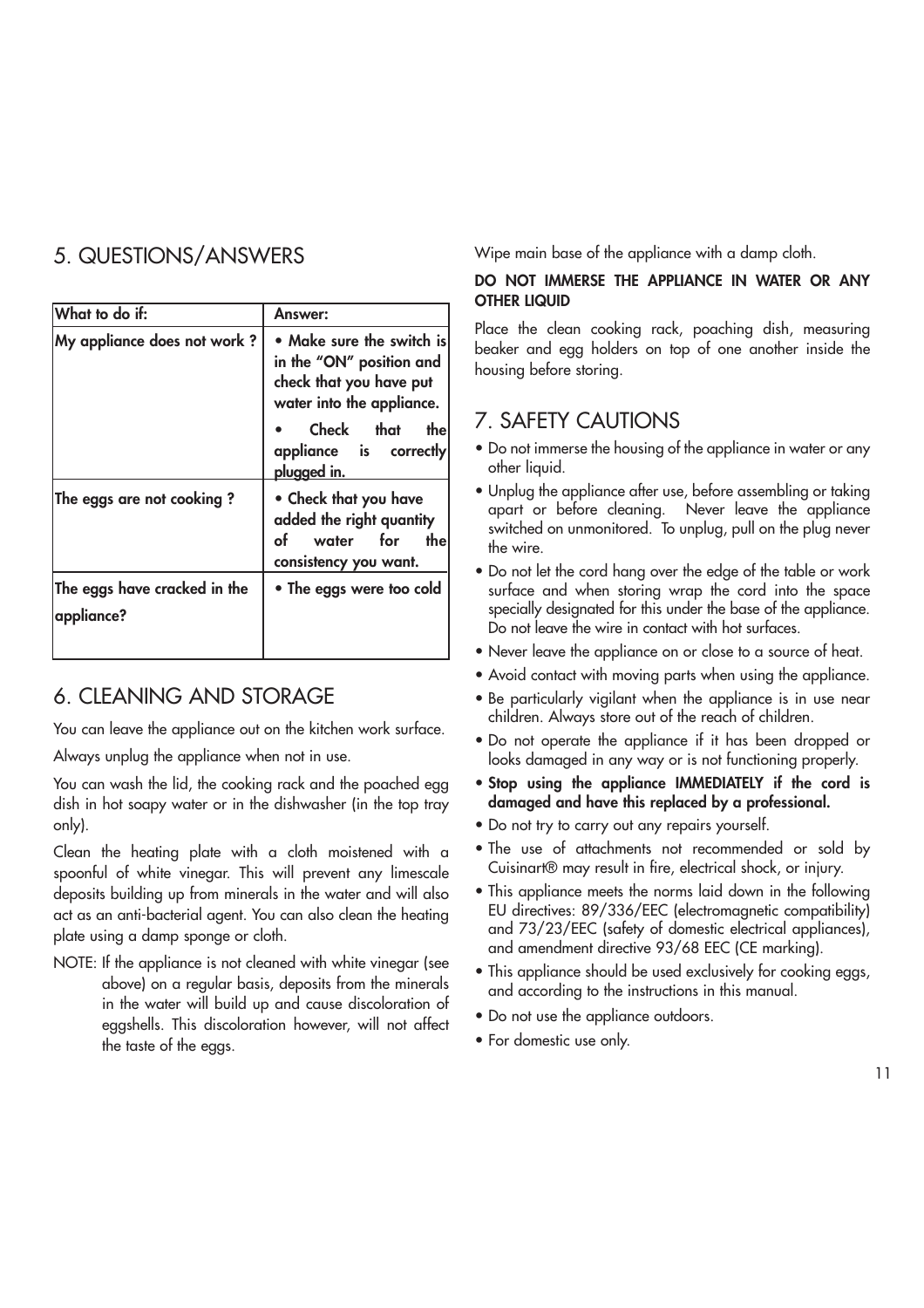## 5. QUESTIONS/ANSWERS

| What to do if: | Answer: |
| --- | --- |
| **My appliance does not work ?** | **• Make sure the switch is in the "ON" position and check that you have put water into the appliance.** <br> **• Check that the appliance is correctly plugged in.** |
| **The eggs are not cooking ?** | **• Check that you have added the right quantity of water for the consistency you want.** |
| **The eggs have cracked in the appliance?** | **• The eggs were too cold** |

## 6. CLEANING AND STORAGE

You can leave the appliance out on the kitchen work surface.

Always unplug the appliance when not in use.

You can wash the lid, the cooking rack and the poached egg dish in hot soapy water or in the dishwasher (in the top tray only).

Clean the heating plate with a cloth moistened with a spoonful of white vinegar. This will prevent any limescale deposits building up from minerals in the water and will also act as an anti-bacterial agent. You can also clean the heating plate using a damp sponge or cloth.

NOTE: If the appliance is not cleaned with white vinegar (see above) on a regular basis, deposits from the minerals in the water will build up and cause discoloration of eggshells. This discoloration however, will not affect the taste of the eggs.

Wipe main base of the appliance with a damp cloth.

**DO NOT IMMERSE THE APPLIANCE IN WATER OR ANY OTHER LIQUID**

Place the clean cooking rack, poaching dish, measuring beaker and egg holders on top of one another inside the housing before storing.

## 7. SAFETY CAUTIONS

- Do not immerse the housing of the appliance in water or any other liquid.
- Unplug the appliance after use, before assembling or taking apart or before cleaning. Never leave the appliance switched on unmonitored. To unplug, pull on the plug never the wire.
- Do not let the cord hang over the edge of the table or work surface and when storing wrap the cord into the space specially designated for this under the base of the appliance. Do not leave the wire in contact with hot surfaces.
- Never leave the appliance on or close to a source of heat.
- Avoid contact with moving parts when using the appliance.
- Be particularly vigilant when the appliance is in use near children. Always store out of the reach of children.
- Do not operate the appliance if it has been dropped or looks damaged in any way or is not functioning properly.
- **Stop using the appliance IMMEDIATELY if the cord is damaged and have this replaced by a professional.**
- Do not try to carry out any repairs yourself.
- The use of attachments not recommended or sold by Cuisinart® may result in fire, electrical shock, or injury.
- This appliance meets the norms laid down in the following EU directives: 89/336/EEC (electromagnetic compatibility) and 73/23/EEC (safety of domestic electrical appliances), and amendment directive 93/68 EEC (CE marking).
- This appliance should be used exclusively for cooking eggs, and according to the instructions in this manual.
- Do not use the appliance outdoors.
- For domestic use only.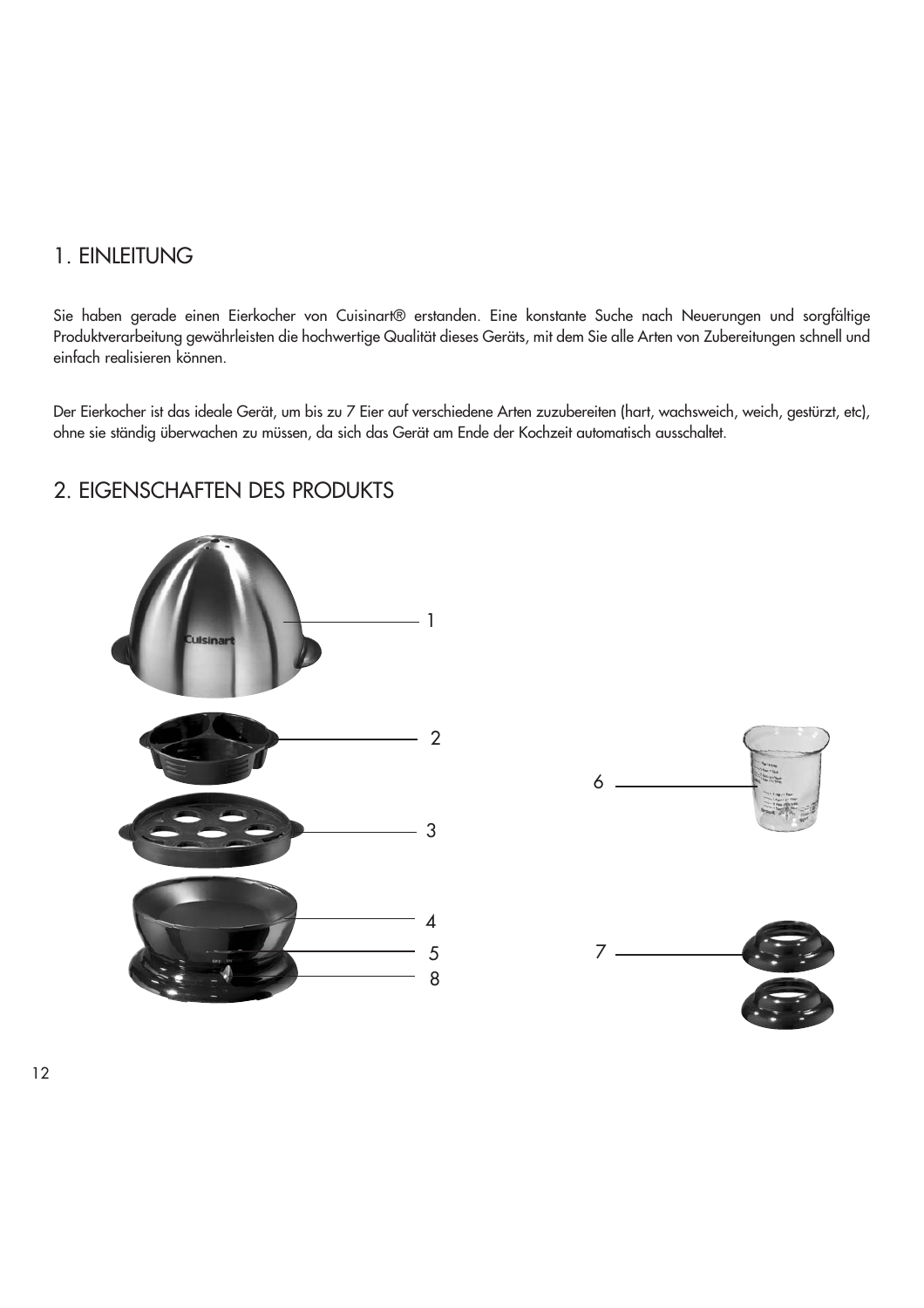## 1. EINLEITUNG

Sie haben gerade einen Eierkocher von Cuisinart® erstanden. Eine konstante Suche nach Neuerungen und sorgfältige Produktverarbeitung gewährleisten die hochwertige Qualität dieses Geräts, mit dem Sie alle Arten von Zubereitungen schnell und einfach realisieren können.

Der Eierkocher ist das ideale Gerät, um bis zu 7 Eier auf verschiedene Arten zuzubereiten (hart, wachsweich, weich, gestürzt, etc), ohne sie ständig überwachen zu müssen, da sich das Gerät am Ende der Kochzeit automatisch ausschaltet.

## 2. EIGENSCHAFTEN DES PRODUKTS

1
2
3
4
5
8
6
7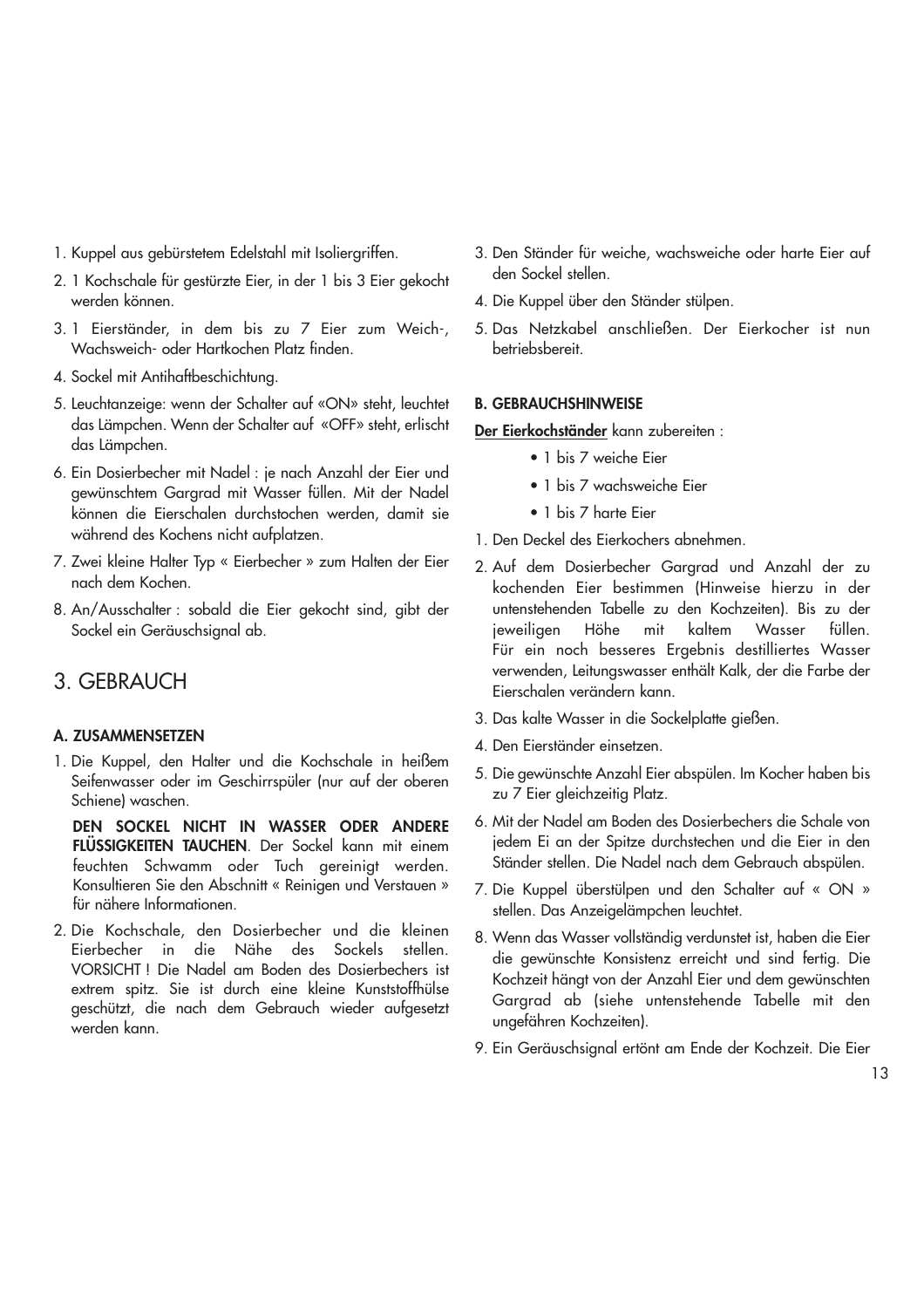1. Kuppel aus gebürstetem Edelstahl mit Isoliergriffen.
2. 1 Kochschale für gestürzte Eier, in der 1 bis 3 Eier gekocht werden können.
3. 1 Eierständer, in dem bis zu 7 Eier zum Weich-, Wachsweich- oder Hartkochen Platz finden.
4. Sockel mit Antihaftbeschichtung.
5. Leuchtanzeige: wenn der Schalter auf «ON» steht, leuchtet das Lämpchen. Wenn der Schalter auf «OFF» steht, erlischt das Lämpchen.
6. Ein Dosierbecher mit Nadel : je nach Anzahl der Eier und gewünschtem Gargrad mit Wasser füllen. Mit der Nadel können die Eierschalen durchstochen werden, damit sie während des Kochens nicht aufplatzen.
7. Zwei kleine Halter Typ « Eierbecher » zum Halten der Eier nach dem Kochen.
8. An/Ausschalter : sobald die Eier gekocht sind, gibt der Sockel ein Geräuschsignal ab.

# 3. GEBRAUCH

### A. ZUSAMMENSETZEN

1. Die Kuppel, den Halter und die Kochschale in heißem Seifenwasser oder im Geschirrspüler (nur auf der oberen Schiene) waschen.

   **DEN SOCKEL NICHT IN WASSER ODER ANDERE FLÜSSIGKEITEN TAUCHEN**. Der Sockel kann mit einem feuchten Schwamm oder Tuch gereinigt werden. Konsultieren Sie den Abschnitt « Reinigen und Verstauen » für nähere Informationen.
2. Die Kochschale, den Dosierbecher und die kleinen Eierbecher in die Nähe des Sockels stellen. VORSICHT ! Die Nadel am Boden des Dosierbechers ist extrem spitz. Sie ist durch eine kleine Kunststoffhülse geschützt, die nach dem Gebrauch wieder aufgesetzt werden kann.
3. Den Ständer für weiche, wachsweiche oder harte Eier auf den Sockel stellen.
4. Die Kuppel über den Ständer stülpen.
5. Das Netzkabel anschließen. Der Eierkocher ist nun betriebsbereit.

### B. GEBRAUCHSHINWEISE

<u>Der Eierkochständer</u> kann zubereiten :

- 1 bis 7 weiche Eier
- 1 bis 7 wachsweiche Eier
- 1 bis 7 harte Eier

1. Den Deckel des Eierkochers abnehmen.
2. Auf dem Dosierbecher Gargrad und Anzahl der zu kochenden Eier bestimmen (Hinweise hierzu in der untenstehenden Tabelle zu den Kochzeiten). Bis zu der jeweiligen Höhe mit kaltem Wasser füllen. Für ein noch besseres Ergebnis destilliertes Wasser verwenden, Leitungswasser enthält Kalk, der die Farbe der Eierschalen verändern kann.
3. Das kalte Wasser in die Sockelplatte gießen.
4. Den Eierständer einsetzen.
5. Die gewünschte Anzahl Eier abspülen. Im Kocher haben bis zu 7 Eier gleichzeitig Platz.
6. Mit der Nadel am Boden des Dosierbechers die Schale von jedem Ei an der Spitze durchstechen und die Eier in den Ständer stellen. Die Nadel nach dem Gebrauch abspülen.
7. Die Kuppel überstülpen und den Schalter auf « ON » stellen. Das Anzeigelämpchen leuchtet.
8. Wenn das Wasser vollständig verdunstet ist, haben die Eier die gewünschte Konsistenz erreicht und sind fertig. Die Kochzeit hängt von der Anzahl Eier und dem gewünschten Gargrad ab (siehe untenstehende Tabelle mit den ungefähren Kochzeiten).
9. Ein Geräuschsignal ertönt am Ende der Kochzeit. Die Eier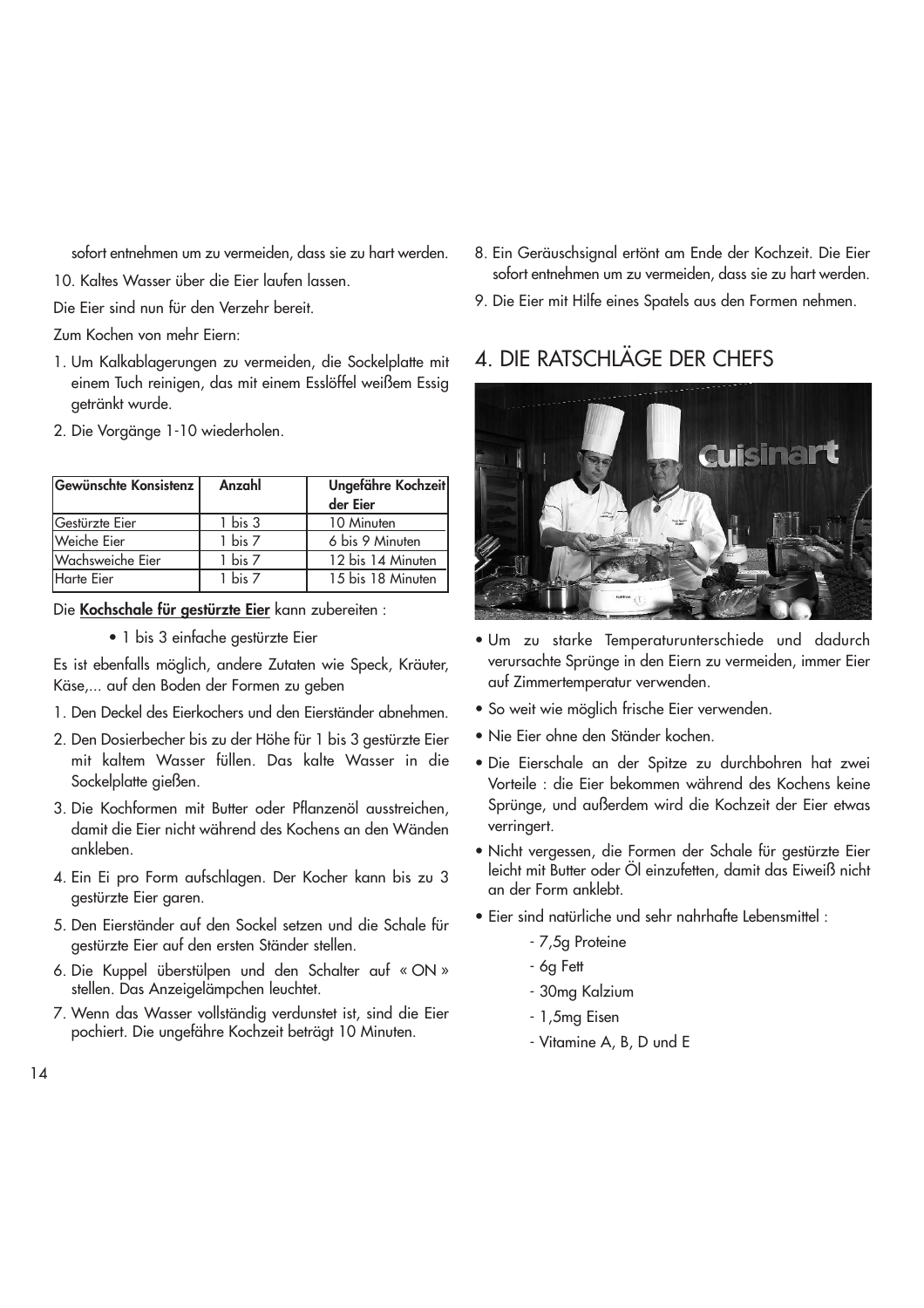sofort entnehmen um zu vermeiden, dass sie zu hart werden.

10. Kaltes Wasser über die Eier laufen lassen.

Die Eier sind nun für den Verzehr bereit.

Zum Kochen von mehr Eiern:

1. Um Kalkablagerungen zu vermeiden, die Sockelplatte mit einem Tuch reinigen, das mit einem Esslöffel weißem Essig getränkt wurde.
2. Die Vorgänge 1-10 wiederholen.

| Gewünschte Konsistenz | Anzahl | Ungefähre Kochzeit der Eier |
|---|---|---|
| Gestürzte Eier | 1 bis 3 | 10 Minuten |
| Weiche Eier | 1 bis 7 | 6 bis 9 Minuten |
| Wachsweiche Eier | 1 bis 7 | 12 bis 14 Minuten |
| Harte Eier | 1 bis 7 | 15 bis 18 Minuten |

Die **Kochschale für gestürzte Eier** kann zubereiten :

- 1 bis 3 einfache gestürzte Eier

Es ist ebenfalls möglich, andere Zutaten wie Speck, Kräuter, Käse,... auf den Boden der Formen zu geben

1. Den Deckel des Eierkochers und den Eierständer abnehmen.
2. Den Dosierbecher bis zu der Höhe für 1 bis 3 gestürzte Eier mit kaltem Wasser füllen. Das kalte Wasser in die Sockelplatte gießen.
3. Die Kochformen mit Butter oder Pflanzenöl ausstreichen, damit die Eier nicht während des Kochens an den Wänden ankleben.
4. Ein Ei pro Form aufschlagen. Der Kocher kann bis zu 3 gestürzte Eier garen.
5. Den Eierständer auf den Sockel setzen und die Schale für gestürzte Eier auf den ersten Ständer stellen.
6. Die Kuppel überstülpen und den Schalter auf « ON » stellen. Das Anzeigelämpchen leuchtet.
7. Wenn das Wasser vollständig verdunstet ist, sind die Eier pochiert. Die ungefähre Kochzeit beträgt 10 Minuten.
8. Ein Geräuschsignal ertönt am Ende der Kochzeit. Die Eier sofort entnehmen um zu vermeiden, dass sie zu hart werden.
9. Die Eier mit Hilfe eines Spatels aus den Formen nehmen.

## 4. DIE RATSCHLÄGE DER CHEFS

- Um zu starke Temperaturunterschiede und dadurch verursachte Sprünge in den Eiern zu vermeiden, immer Eier auf Zimmertemperatur verwenden.
- So weit wie möglich frische Eier verwenden.
- Nie Eier ohne den Ständer kochen.
- Die Eierschale an der Spitze zu durchbohren hat zwei Vorteile : die Eier bekommen während des Kochens keine Sprünge, und außerdem wird die Kochzeit der Eier etwas verringert.
- Nicht vergessen, die Formen der Schale für gestürzte Eier leicht mit Butter oder Öl einzufetten, damit das Eiweiß nicht an der Form anklebt.
- Eier sind natürliche und sehr nahrhafte Lebensmittel :
  - 7,5g Proteine
  - 6g Fett
  - 30mg Kalzium
  - 1,5mg Eisen
  - Vitamine A, B, D und E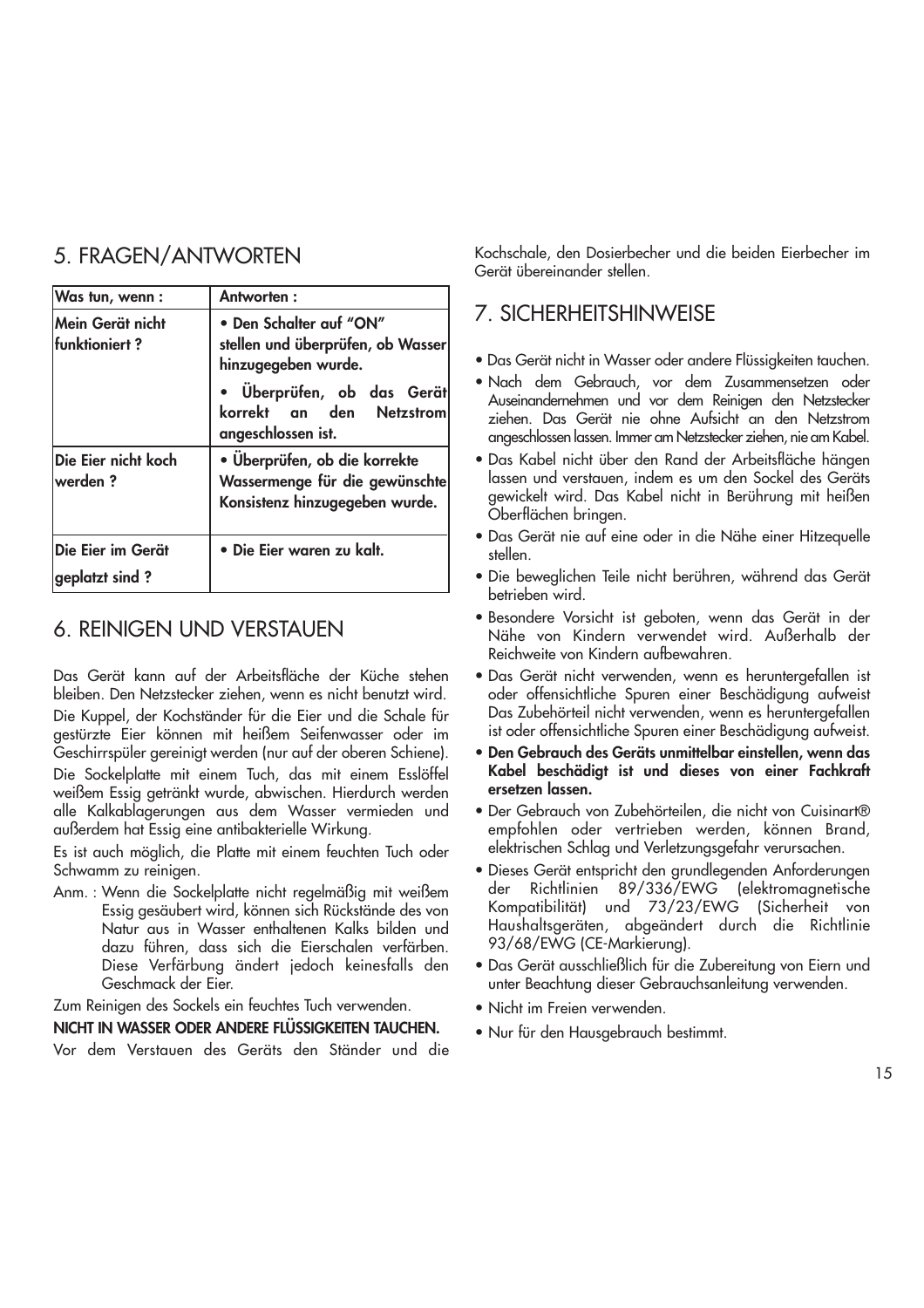## 5. FRAGEN/ANTWORTEN

| Was tun, wenn : | Antworten : |
| --- | --- |
| Mein Gerät nicht funktioniert ? | **• Den Schalter auf "ON" stellen und überprüfen, ob Wasser hinzugegeben wurde.** **• Überprüfen, ob das Gerät korrekt an den Netzstrom angeschlossen ist.** |
| Die Eier nicht koch werden ? | **• Überprüfen, ob die korrekte Wassermenge für die gewünschte Konsistenz hinzugegeben wurde.** |
| Die Eier im Gerät geplatzt sind ? | **• Die Eier waren zu kalt.** |

## 6. REINIGEN UND VERSTAUEN

Das Gerät kann auf der Arbeitsfläche der Küche stehen bleiben. Den Netzstecker ziehen, wenn es nicht benutzt wird.

Die Kuppel, der Kochständer für die Eier und die Schale für gestürzte Eier können mit heißem Seifenwasser oder im Geschirrspüler gereinigt werden (nur auf der oberen Schiene).

Die Sockelplatte mit einem Tuch, das mit einem Esslöffel weißem Essig getränkt wurde, abwischen. Hierdurch werden alle Kalkablagerungen aus dem Wasser vermieden und außerdem hat Essig eine antibakterielle Wirkung.

Es ist auch möglich, die Platte mit einem feuchten Tuch oder Schwamm zu reinigen.

Anm. : Wenn die Sockelplatte nicht regelmäßig mit weißem Essig gesäubert wird, können sich Rückstände des von Natur aus in Wasser enthaltenen Kalks bilden und dazu führen, dass sich die Eierschalen verfärben. Diese Verfärbung ändert jedoch keinesfalls den Geschmack der Eier.

Zum Reinigen des Sockels ein feuchtes Tuch verwenden.

**NICHT IN WASSER ODER ANDERE FLÜSSIGKEITEN TAUCHEN.**

Vor dem Verstauen des Geräts den Ständer und die Kochschale, den Dosierbecher und die beiden Eierbecher im Gerät übereinander stellen.

## 7. SICHERHEITSHINWEISE

- Das Gerät nicht in Wasser oder andere Flüssigkeiten tauchen.
- Nach dem Gebrauch, vor dem Zusammensetzen oder Auseinandernehmen und vor dem Reinigen den Netzstecker ziehen. Das Gerät nie ohne Aufsicht an den Netzstrom angeschlossen lassen. Immer am Netzstecker ziehen, nie am Kabel.
- Das Kabel nicht über den Rand der Arbeitsfläche hängen lassen und verstauen, indem es um den Sockel des Geräts gewickelt wird. Das Kabel nicht in Berührung mit heißen Oberflächen bringen.
- Das Gerät nie auf eine oder in die Nähe einer Hitzequelle stellen.
- Die beweglichen Teile nicht berühren, während das Gerät betrieben wird.
- Besondere Vorsicht ist geboten, wenn das Gerät in der Nähe von Kindern verwendet wird. Außerhalb der Reichweite von Kindern aufbewahren.
- Das Gerät nicht verwenden, wenn es heruntergefallen ist oder offensichtliche Spuren einer Beschädigung aufweist Das Zubehörteil nicht verwenden, wenn es heruntergefallen ist oder offensichtliche Spuren einer Beschädigung aufweist.
- **Den Gebrauch des Geräts unmittelbar einstellen, wenn das Kabel beschädigt ist und dieses von einer Fachkraft ersetzen lassen.**
- Der Gebrauch von Zubehörteilen, die nicht von Cuisinart® empfohlen oder vertrieben werden, können Brand, elektrischen Schlag und Verletzungsgefahr verursachen.
- Dieses Gerät entspricht den grundlegenden Anforderungen der Richtlinien 89/336/EWG (elektromagnetische Kompatibilität) und 73/23/EWG (Sicherheit von Haushaltsgeräten, abgeändert durch die Richtlinie 93/68/EWG (CE-Markierung).
- Das Gerät ausschließlich für die Zubereitung von Eiern und unter Beachtung dieser Gebrauchsanleitung verwenden.
- Nicht im Freien verwenden.
- Nur für den Hausgebrauch bestimmt.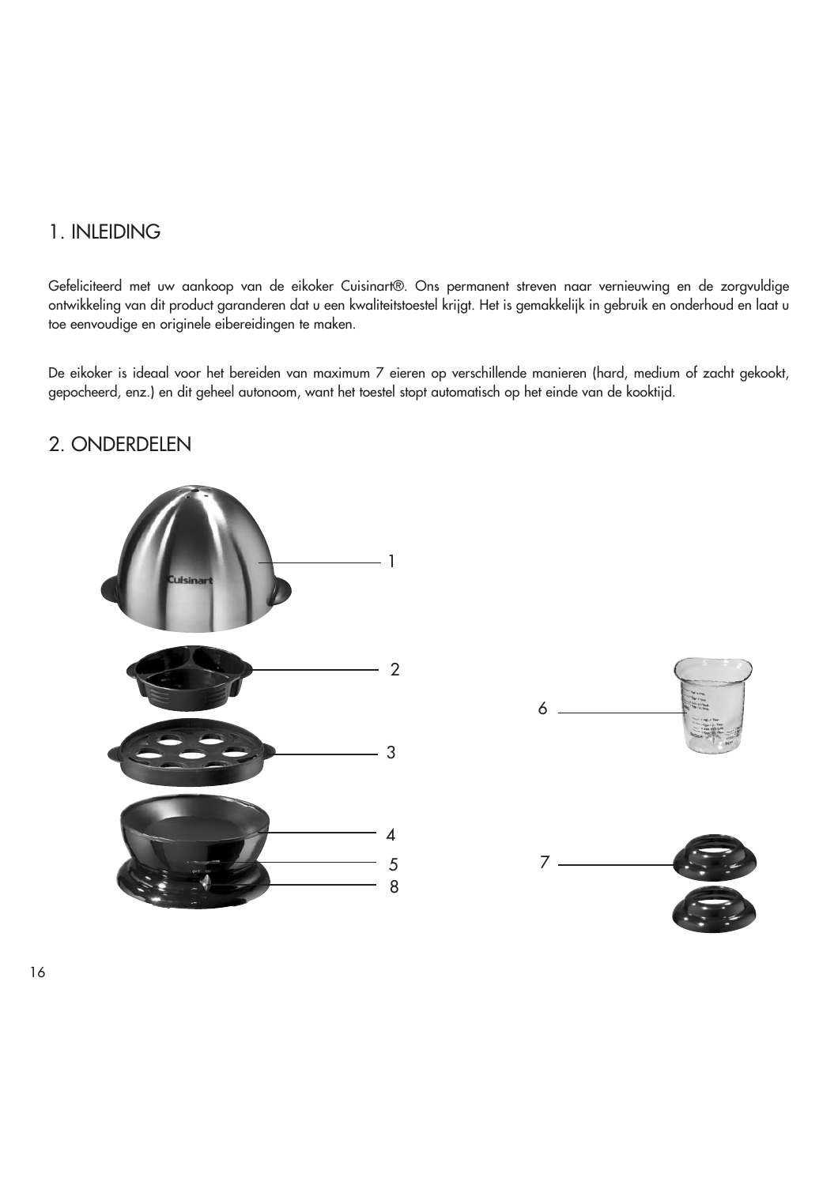## 1. INLEIDING

Gefeliciteerd met uw aankoop van de eikoker Cuisinart®. Ons permanent streven naar vernieuwing en de zorgvuldige ontwikkeling van dit product garanderen dat u een kwaliteitstoestel krijgt. Het is gemakkelijk in gebruik en onderhoud en laat u toe eenvoudige en originele eibereidingen te maken.

De eikoker is ideaal voor het bereiden van maximum 7 eieren op verschillende manieren (hard, medium of zacht gekookt, gepocheerd, enz.) en dit geheel autonoom, want het toestel stopt automatisch op het einde van de kooktijd.

## 2. ONDERDELEN

1
2
3
4
5
8
6
7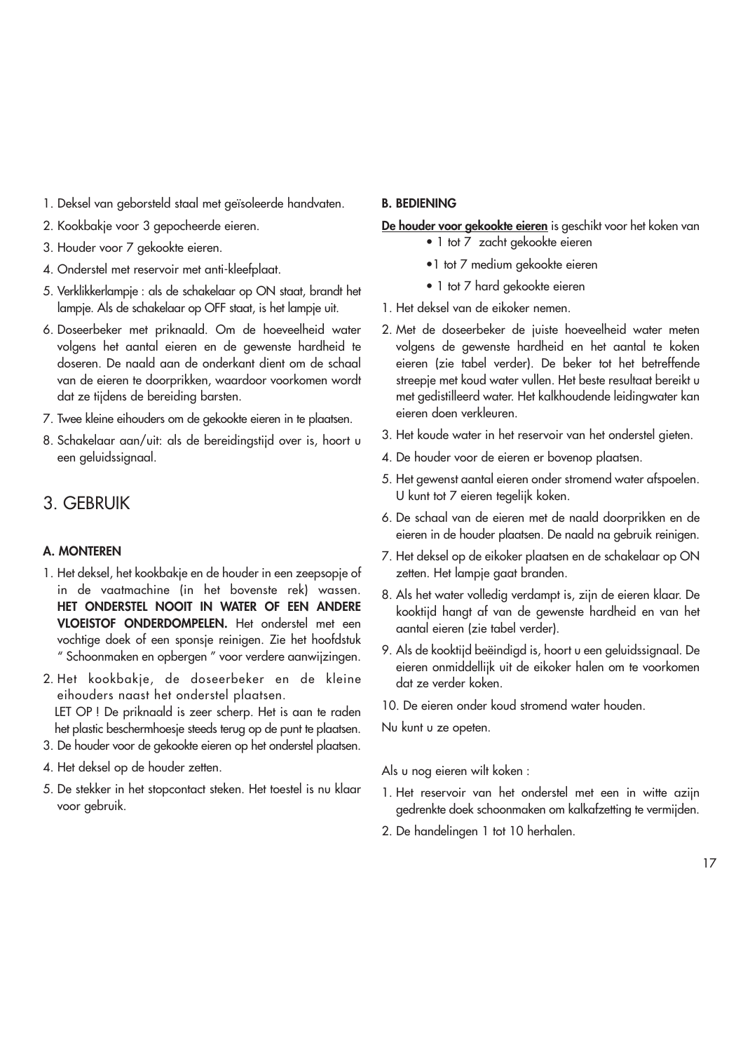1. Deksel van geborsteld staal met geïsoleerde handvaten.
2. Kookbakje voor 3 gepocheerde eieren.
3. Houder voor 7 gekookte eieren.
4. Onderstel met reservoir met anti-kleefplaat.
5. Verklikkerlampje : als de schakelaar op ON staat, brandt het lampje. Als de schakelaar op OFF staat, is het lampje uit.
6. Doseerbeker met priknaald. Om de hoeveelheid water volgens het aantal eieren en de gewenste hardheid te doseren. De naald aan de onderkant dient om de schaal van de eieren te doorprikken, waardoor voorkomen wordt dat ze tijdens de bereiding barsten.
7. Twee kleine eihouders om de gekookte eieren in te plaatsen.
8. Schakelaar aan/uit: als de bereidingstijd over is, hoort u een geluidssignaal.

## 3. GEBRUIK

### A. MONTEREN

1. Het deksel, het kookbakje en de houder in een zeepsopje of in de vaatmachine (in het bovenste rek) wassen. **HET ONDERSTEL NOOIT IN WATER OF EEN ANDERE VLOEISTOF ONDERDOMPELEN.** Het onderstel met een vochtige doek of een sponsje reinigen. Zie het hoofdstuk " Schoonmaken en opbergen " voor verdere aanwijzingen.
2. Het kookbakje, de doseerbeker en de kleine eihouders naast het onderstel plaatsen.
   LET OP ! De priknaald is zeer scherp. Het is aan te raden het plastic beschermhoesje steeds terug op de punt te plaatsen.
3. De houder voor de gekookte eieren op het onderstel plaatsen.
4. Het deksel op de houder zetten.
5. De stekker in het stopcontact steken. Het toestel is nu klaar voor gebruik.

### B. BEDIENING

**De houder voor gekookte eieren** is geschikt voor het koken van

- 1 tot 7 zacht gekookte eieren
- 1 tot 7 medium gekookte eieren
- 1 tot 7 hard gekookte eieren

1. Het deksel van de eikoker nemen.
2. Met de doseerbeker de juiste hoeveelheid water meten volgens de gewenste hardheid en het aantal te koken eieren (zie tabel verder). De beker tot het betreffende streepje met koud water vullen. Het beste resultaat bereikt u met gedistilleerd water. Het kalkhoudende leidingwater kan eieren doen verkleuren.
3. Het koude water in het reservoir van het onderstel gieten.
4. De houder voor de eieren er bovenop plaatsen.
5. Het gewenst aantal eieren onder stromend water afspoelen. U kunt tot 7 eieren tegelijk koken.
6. De schaal van de eieren met de naald doorprikken en de eieren in de houder plaatsen. De naald na gebruik reinigen.
7. Het deksel op de eikoker plaatsen en de schakelaar op ON zetten. Het lampje gaat branden.
8. Als het water volledig verdampt is, zijn de eieren klaar. De kooktijd hangt af van de gewenste hardheid en van het aantal eieren (zie tabel verder).
9. Als de kooktijd beëindigd is, hoort u een geluidssignaal. De eieren onmiddellijk uit de eikoker halen om te voorkomen dat ze verder koken.
10. De eieren onder koud stromend water houden.

Nu kunt u ze opeten.

Als u nog eieren wilt koken :

1. Het reservoir van het onderstel met een in witte azijn gedrenkte doek schoonmaken om kalkafzetting te vermijden.
2. De handelingen 1 tot 10 herhalen.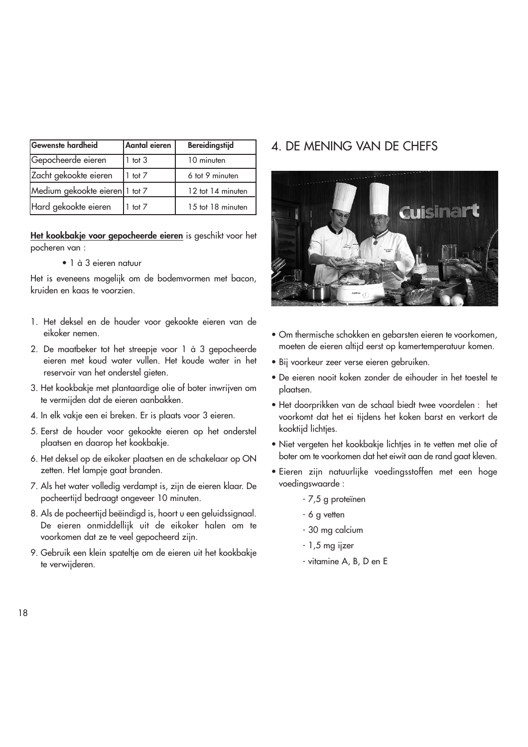| Gewenste hardheid | Aantal eieren | Bereidingstijd |
|---|---|---|
| Gepocheerde eieren | 1 tot 3 | 10 minuten |
| Zacht gekookte eieren | 1 tot 7 | 6 tot 9 minuten |
| Medium gekookte eieren | 1 tot 7 | 12 tot 14 minuten |
| Hard gekookte eieren | 1 tot 7 | 15 tot 18 minuten |

**Het kookbakje voor gepocheerde eieren** is geschikt voor het pocheren van :

- 1 à 3 eieren natuur

Het is eveneens mogelijk om de bodemvormen met bacon, kruiden en kaas te voorzien.

1. Het deksel en de houder voor gekookte eieren van de eikoker nemen.
2. De maatbeker tot het streepje voor 1 à 3 gepocheerde eieren met koud water vullen. Het koude water in het reservoir van het onderstel gieten.
3. Het kookbakje met plantaardige olie of boter inwrijven om te vermijden dat de eieren aanbakken.
4. In elk vakje een ei breken. Er is plaats voor 3 eieren.
5. Eerst de houder voor gekookte eieren op het onderstel plaatsen en daarop het kookbakje.
6. Het deksel op de eikoker plaatsen en de schakelaar op ON zetten. Het lampje gaat branden.
7. Als het water volledig verdampt is, zijn de eieren klaar. De pocheertijd bedraagt ongeveer 10 minuten.
8. Als de pocheertijd beëindigd is, hoort u een geluidssignaal. De eieren onmiddellijk uit de eikoker halen om te voorkomen dat ze te veel gepocheerd zijn.
9. Gebruik een klein spateltje om de eieren uit het kookbakje te verwijderen.

# 4. DE MENING VAN DE CHEFS

- Om thermische schokken en gebarsten eieren te voorkomen, moeten de eieren altijd eerst op kamertemperatuur komen.
- Bij voorkeur zeer verse eieren gebruiken.
- De eieren nooit koken zonder de eihouder in het toestel te plaatsen.
- Het doorprikken van de schaal biedt twee voordelen : het voorkomt dat het ei tijdens het koken barst en verkort de kooktijd lichtjes.
- Niet vergeten het kookbakje lichtjes in te vetten met olie of boter om te voorkomen dat het eiwit aan de rand gaat kleven.
- Eieren zijn natuurlijke voedingsstoffen met een hoge voedingswaarde :
  - 7,5 g proteïnen
  - 6 g vetten
  - 30 mg calcium
  - 1,5 mg ijzer
  - vitamine A, B, D en E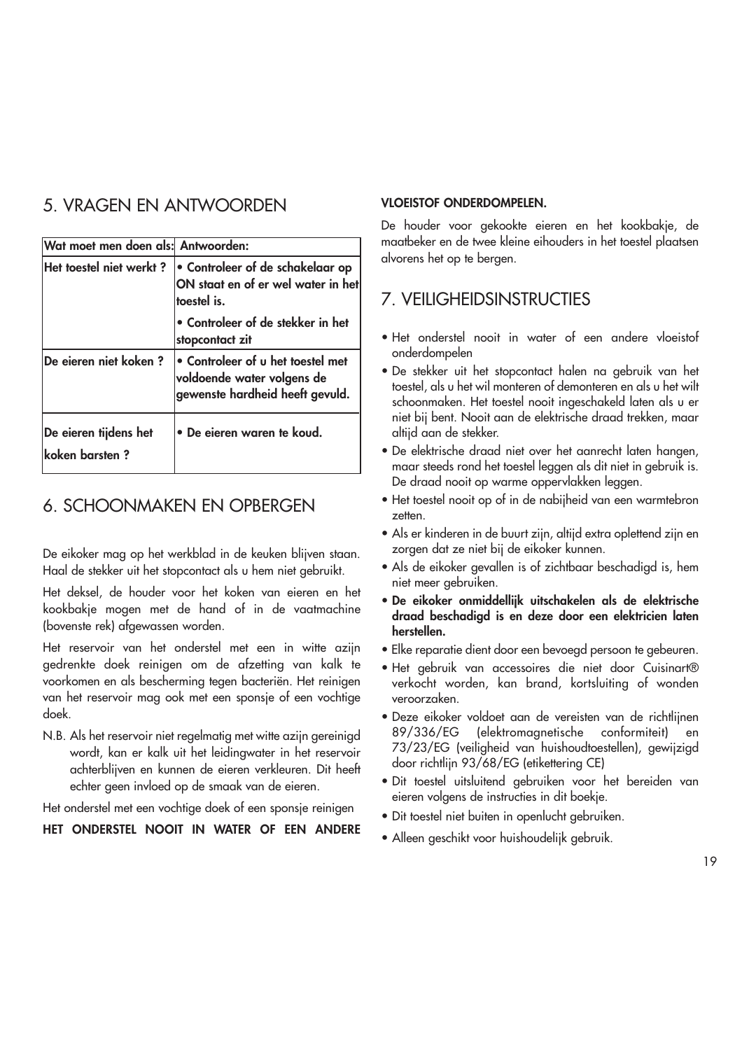## 5. VRAGEN EN ANTWOORDEN

| Wat moet men doen als: | Antwoorden: |
| --- | --- |
| **Het toestel niet werkt ?** | **• Controleer of de schakelaar op ON staat en of er wel water in het toestel is.**<br>**• Controleer of de stekker in het stopcontact zit** |
| **De eieren niet koken ?** | **• Controleer of u het toestel met voldoende water volgens de gewenste hardheid heeft gevuld.** |
| **De eieren tijdens het koken barsten ?** | **• De eieren waren te koud.** |

## 6. SCHOONMAKEN EN OPBERGEN

De eikoker mag op het werkblad in de keuken blijven staan. Haal de stekker uit het stopcontact als u hem niet gebruikt.

Het deksel, de houder voor het koken van eieren en het kookbakje mogen met de hand of in de vaatmachine (bovenste rek) afgewassen worden.

Het reservoir van het onderstel met een in witte azijn gedrenkte doek reinigen om de afzetting van kalk te voorkomen en als bescherming tegen bacteriën. Het reinigen van het reservoir mag ook met een sponsje of een vochtige doek.

N.B. Als het reservoir niet regelmatig met witte azijn gereinigd wordt, kan er kalk uit het leidingwater in het reservoir achterblijven en kunnen de eieren verkleuren. Dit heeft echter geen invloed op de smaak van de eieren.

Het onderstel met een vochtige doek of een sponsje reinigen

**HET ONDERSTEL NOOIT IN WATER OF EEN ANDERE VLOEISTOF ONDERDOMPELEN.**

De houder voor gekookte eieren en het kookbakje, de maatbeker en de twee kleine eihouders in het toestel plaatsen alvorens het op te bergen.

## 7. VEILIGHEIDSINSTRUCTIES

- Het onderstel nooit in water of een andere vloeistof onderdompelen
- De stekker uit het stopcontact halen na gebruik van het toestel, als u het wil monteren of demonteren en als u het wilt schoonmaken. Het toestel nooit ingeschakeld laten als u er niet bij bent. Nooit aan de elektrische draad trekken, maar altijd aan de stekker.
- De elektrische draad niet over het aanrecht laten hangen, maar steeds rond het toestel leggen als dit niet in gebruik is. De draad nooit op warme oppervlakken leggen.
- Het toestel nooit op of in de nabijheid van een warmtebron zetten.
- Als er kinderen in de buurt zijn, altijd extra oplettend zijn en zorgen dat ze niet bij de eikoker kunnen.
- Als de eikoker gevallen is of zichtbaar beschadigd is, hem niet meer gebruiken.
- **De eikoker onmiddellijk uitschakelen als de elektrische draad beschadigd is en deze door een elektricien laten herstellen.**
- Elke reparatie dient door een bevoegd persoon te gebeuren.
- Het gebruik van accessoires die niet door Cuisinart® verkocht worden, kan brand, kortsluiting of wonden veroorzaken.
- Deze eikoker voldoet aan de vereisten van de richtlijnen 89/336/EG (elektromagnetische conformiteit) en 73/23/EG (veiligheid van huishoudtoestellen), gewijzigd door richtlijn 93/68/EG (etikettering CE)
- Dit toestel uitsluitend gebruiken voor het bereiden van eieren volgens de instructies in dit boekje.
- Dit toestel niet buiten in openlucht gebruiken.
- Alleen geschikt voor huishoudelijk gebruik.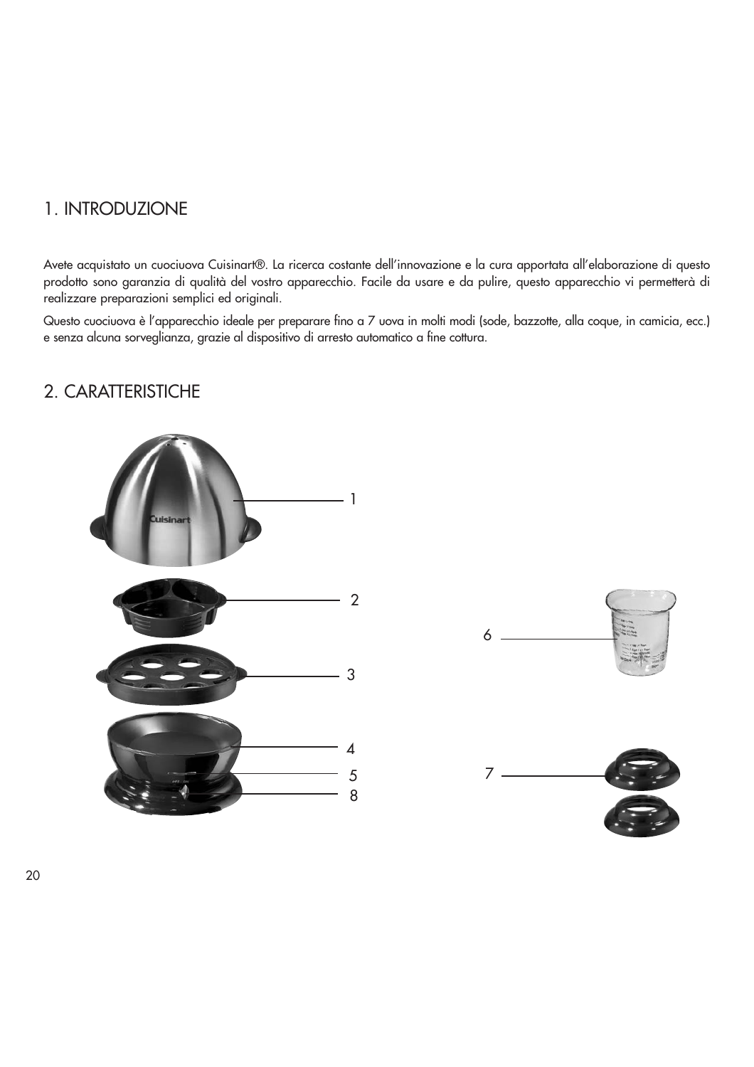## 1. INTRODUZIONE

Avete acquistato un cuociuova Cuisinart®. La ricerca costante dell'innovazione e la cura apportata all'elaborazione di questo prodotto sono garanzia di qualità del vostro apparecchio. Facile da usare e da pulire, questo apparecchio vi permetterà di realizzare preparazioni semplici ed originali.

Questo cuociuova è l'apparecchio ideale per preparare fino a 7 uova in molti modi (sode, bazzotte, alla coque, in camicia, ecc.) e senza alcuna sorveglianza, grazie al dispositivo di arresto automatico a fine cottura.

## 2. CARATTERISTICHE

1

2

3

4

5

8

6

7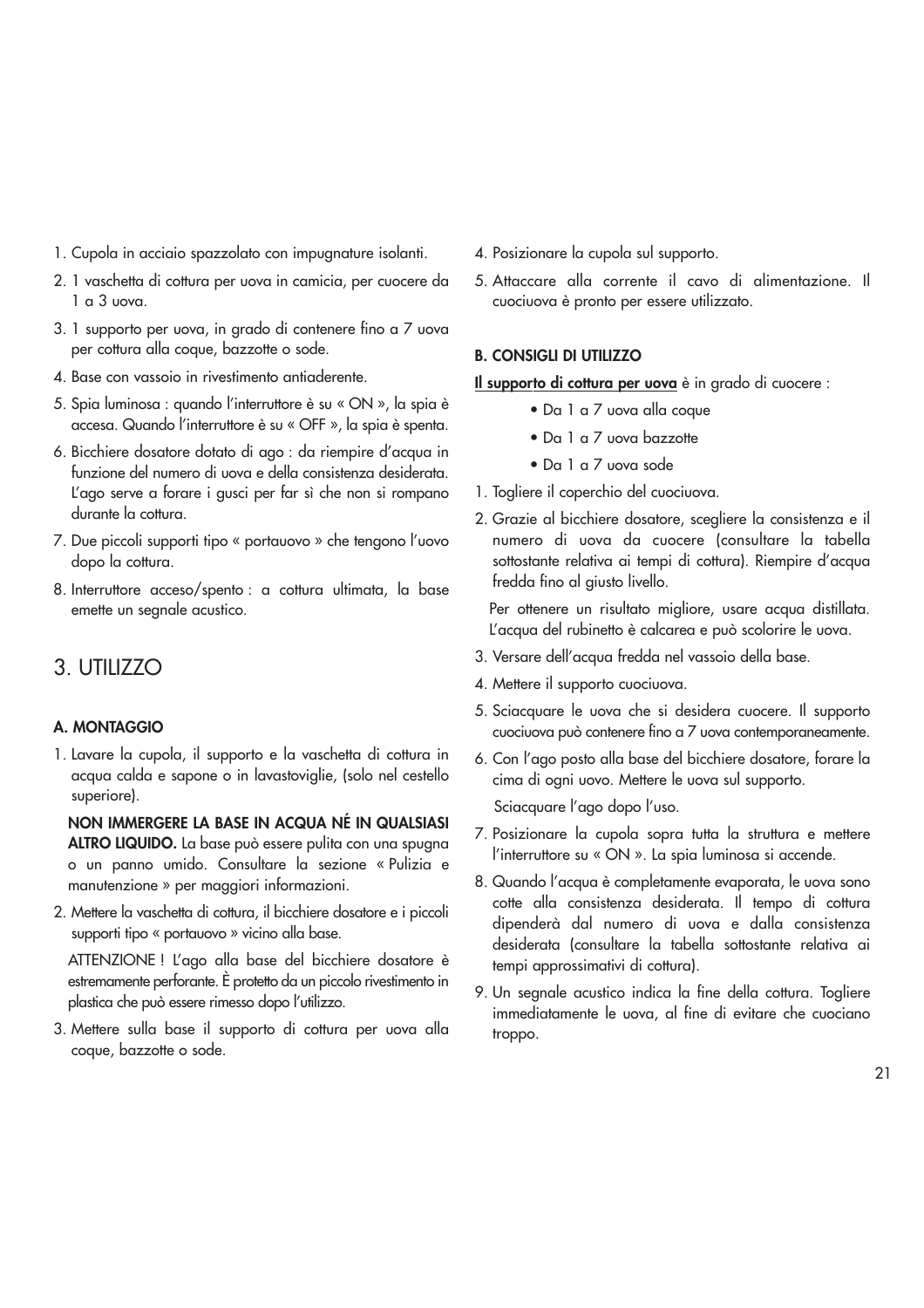1. Cupola in acciaio spazzolato con impugnature isolanti.
2. 1 vaschetta di cottura per uova in camicia, per cuocere da 1 a 3 uova.
3. 1 supporto per uova, in grado di contenere fino a 7 uova per cottura alla coque, bazzotte o sode.
4. Base con vassoio in rivestimento antiaderente.
5. Spia luminosa : quando l'interruttore è su « ON », la spia è accesa. Quando l'interruttore è su « OFF », la spia è spenta.
6. Bicchiere dosatore dotato di ago : da riempire d'acqua in funzione del numero di uova e della consistenza desiderata. L'ago serve a forare i gusci per far sì che non si rompano durante la cottura.
7. Due piccoli supporti tipo « portauovo » che tengono l'uovo dopo la cottura.
8. Interruttore acceso/spento : a cottura ultimata, la base emette un segnale acustico.

## 3. UTILIZZO

### A. MONTAGGIO

1. Lavare la cupola, il supporto e la vaschetta di cottura in acqua calda e sapone o in lavastoviglie, (solo nel cestello superiore).

   **NON IMMERGERE LA BASE IN ACQUA NÉ IN QUALSIASI ALTRO LIQUIDO.** La base può essere pulita con una spugna o un panno umido. Consultare la sezione « Pulizia e manutenzione » per maggiori informazioni.
2. Mettere la vaschetta di cottura, il bicchiere dosatore e i piccoli supporti tipo « portauovo » vicino alla base.

   ATTENZIONE ! L'ago alla base del bicchiere dosatore è estremamente perforante. È protetto da un piccolo rivestimento in plastica che può essere rimesso dopo l'utilizzo.
3. Mettere sulla base il supporto di cottura per uova alla coque, bazzotte o sode.
4. Posizionare la cupola sul supporto.
5. Attaccare alla corrente il cavo di alimentazione. Il cuociuova è pronto per essere utilizzato.

### B. CONSIGLI DI UTILIZZO

**Il supporto di cottura per uova** è in grado di cuocere :

- Da 1 a 7 uova alla coque
- Da 1 a 7 uova bazzotte
- Da 1 a 7 uova sode

1. Togliere il coperchio del cuociuova.
2. Grazie al bicchiere dosatore, scegliere la consistenza e il numero di uova da cuocere (consultare la tabella sottostante relativa ai tempi di cottura). Riempire d'acqua fredda fino al giusto livello.

   Per ottenere un risultato migliore, usare acqua distillata. L'acqua del rubinetto è calcarea e può scolorire le uova.
3. Versare dell'acqua fredda nel vassoio della base.
4. Mettere il supporto cuociuova.
5. Sciacquare le uova che si desidera cuocere. Il supporto cuociuova può contenere fino a 7 uova contemporaneamente.
6. Con l'ago posto alla base del bicchiere dosatore, forare la cima di ogni uovo. Mettere le uova sul supporto.

   Sciacquare l'ago dopo l'uso.
7. Posizionare la cupola sopra tutta la struttura e mettere l'interruttore su « ON ». La spia luminosa si accende.
8. Quando l'acqua è completamente evaporata, le uova sono cotte alla consistenza desiderata. Il tempo di cottura dipenderà dal numero di uova e dalla consistenza desiderata (consultare la tabella sottostante relativa ai tempi approssimativi di cottura).
9. Un segnale acustico indica la fine della cottura. Togliere immediatamente le uova, al fine di evitare che cuociano troppo.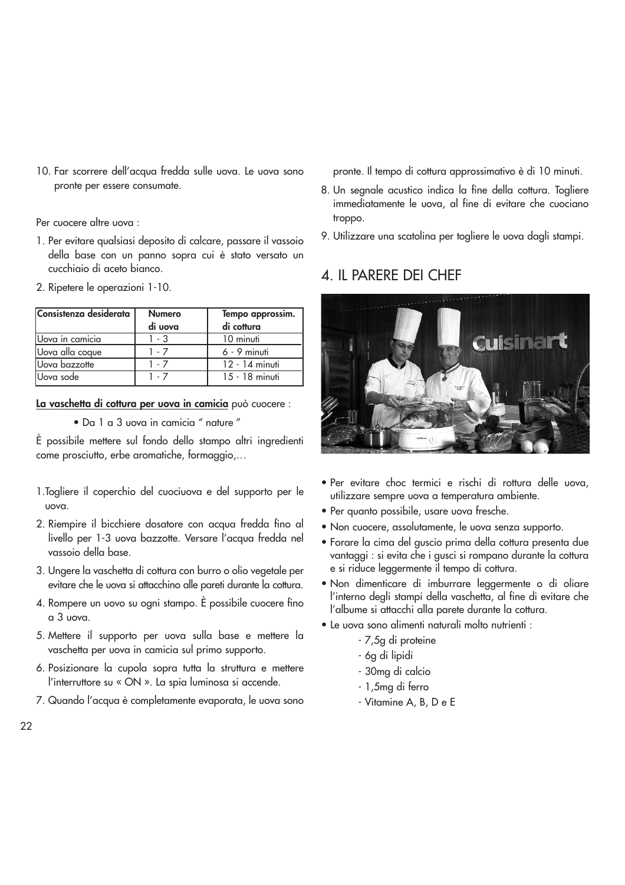10. Far scorrere dell'acqua fredda sulle uova. Le uova sono pronte per essere consumate.

Per cuocere altre uova :

1. Per evitare qualsiasi deposito di calcare, passare il vassoio della base con un panno sopra cui è stato versato un cucchiaio di aceto bianco.
2. Ripetere le operazioni 1-10.

| Consistenza desiderata | Numero di uova | Tempo approssim. di cottura |
|---|---|---|
| Uova in camicia | 1 - 3 | 10 minuti |
| Uova alla coque | 1 - 7 | 6 - 9 minuti |
| Uova bazzotte | 1 - 7 | 12 - 14 minuti |
| Uova sode | 1 - 7 | 15 - 18 minuti |

**La vaschetta di cottura per uova in camicia** può cuocere :

- Da 1 a 3 uova in camicia " nature "

È possibile mettere sul fondo dello stampo altri ingredienti come prosciutto, erbe aromatiche, formaggio,…

1. Togliere il coperchio del cuociuova e del supporto per le uova.
2. Riempire il bicchiere dosatore con acqua fredda fino al livello per 1-3 uova bazzotte. Versare l'acqua fredda nel vassoio della base.
3. Ungere la vaschetta di cottura con burro o olio vegetale per evitare che le uova si attacchino alle pareti durante la cottura.
4. Rompere un uovo su ogni stampo. È possibile cuocere fino a 3 uova.
5. Mettere il supporto per uova sulla base e mettere la vaschetta per uova in camicia sul primo supporto.
6. Posizionare la cupola sopra tutta la struttura e mettere l'interruttore su « ON ». La spia luminosa si accende.
7. Quando l'acqua è completamente evaporata, le uova sono pronte. Il tempo di cottura approssimativo è di 10 minuti.
8. Un segnale acustico indica la fine della cottura. Togliere immediatamente le uova, al fine di evitare che cuociano troppo.
9. Utilizzare una scatolina per togliere le uova dagli stampi.

## 4. IL PARERE DEI CHEF

- Per evitare choc termici e rischi di rottura delle uova, utilizzare sempre uova a temperatura ambiente.
- Per quanto possibile, usare uova fresche.
- Non cuocere, assolutamente, le uova senza supporto.
- Forare la cima del guscio prima della cottura presenta due vantaggi : si evita che i gusci si rompano durante la cottura e si riduce leggermente il tempo di cottura.
- Non dimenticare di imburrare leggermente o di oliare l'interno degli stampi della vaschetta, al fine di evitare che l'albume si attacchi alla parete durante la cottura.
- Le uova sono alimenti naturali molto nutrienti :
  - 7,5g di proteine
  - 6g di lipidi
  - 30mg di calcio
  - 1,5mg di ferro
  - Vitamine A, B, D e E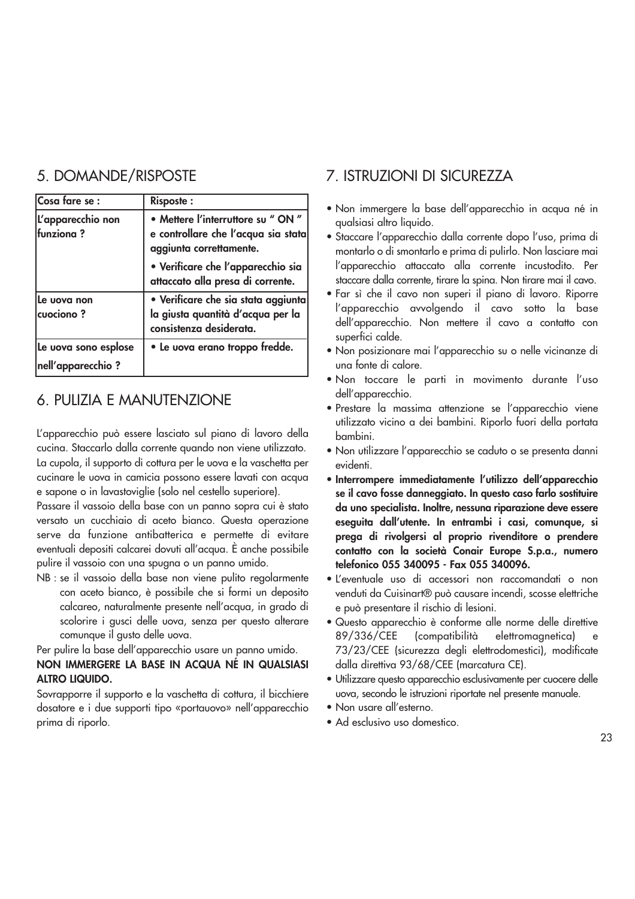## 5. DOMANDE/RISPOSTE

| Cosa fare se : | Risposte : |
|---|---|
| **L'apparecchio non funziona ?** | **• Mettere l'interruttore su " ON " e controllare che l'acqua sia stata aggiunta correttamente.**<br>**• Verificare che l'apparecchio sia attaccato alla presa di corrente.** |
| **Le uova non cuociono ?** | **• Verificare che sia stata aggiunta la giusta quantità d'acqua per la consistenza desiderata.** |
| **Le uova sono esplose nell'apparecchio ?** | **• Le uova erano troppo fredde.** |

## 6. PULIZIA E MANUTENZIONE

L'apparecchio può essere lasciato sul piano di lavoro della cucina. Staccarlo dalla corrente quando non viene utilizzato.

La cupola, il supporto di cottura per le uova e la vaschetta per cucinare le uova in camicia possono essere lavati con acqua e sapone o in lavastoviglie (solo nel cestello superiore).

Passare il vassoio della base con un panno sopra cui è stato versato un cucchiaio di aceto bianco. Questa operazione serve da funzione antibatterica e permette di evitare eventuali depositi calcarei dovuti all'acqua. È anche possibile pulire il vassoio con una spugna o un panno umido.

NB : se il vassoio della base non viene pulito regolarmente con aceto bianco, è possibile che si formi un deposito calcareo, naturalmente presente nell'acqua, in grado di scolorire i gusci delle uova, senza per questo alterare comunque il gusto delle uova.

Per pulire la base dell'apparecchio usare un panno umido.

**NON IMMERGERE LA BASE IN ACQUA NÉ IN QUALSIASI ALTRO LIQUIDO.**

Sovrapporre il supporto e la vaschetta di cottura, il bicchiere dosatore e i due supporti tipo «portauovo» nell'apparecchio prima di riporlo.

## 7. ISTRUZIONI DI SICUREZZA

- Non immergere la base dell'apparecchio in acqua né in qualsiasi altro liquido.
- Staccare l'apparecchio dalla corrente dopo l'uso, prima di montarlo o di smontarlo e prima di pulirlo. Non lasciare mai l'apparecchio attaccato alla corrente incustodito. Per staccare dalla corrente, tirare la spina. Non tirare mai il cavo.
- Far sì che il cavo non superi il piano di lavoro. Riporre l'apparecchio avvolgendo il cavo sotto la base dell'apparecchio. Non mettere il cavo a contatto con superfici calde.
- Non posizionare mai l'apparecchio su o nelle vicinanze di una fonte di calore.
- Non toccare le parti in movimento durante l'uso dell'apparecchio.
- Prestare la massima attenzione se l'apparecchio viene utilizzato vicino a dei bambini. Riporlo fuori della portata bambini.
- Non utilizzare l'apparecchio se caduto o se presenta danni evidenti.
- **Interrompere immediatamente l'utilizzo dell'apparecchio se il cavo fosse danneggiato. In questo caso farlo sostituire da uno specialista. Inoltre, nessuna riparazione deve essere eseguita dall'utente. In entrambi i casi, comunque, si prega di rivolgersi al proprio rivenditore o prendere contatto con la società Conair Europe S.p.a., numero telefonico 055 340095 - Fax 055 340096.**
- L'eventuale uso di accessori non raccomandati o non venduti da Cuisinart® può causare incendi, scosse elettriche e può presentare il rischio di lesioni.
- Questo apparecchio è conforme alle norme delle direttive 89/336/CEE (compatibilità elettromagnetica) e 73/23/CEE (sicurezza degli elettrodomestici), modificate dalla direttiva 93/68/CEE (marcatura CE).
- Utilizzare questo apparecchio esclusivamente per cuocere delle uova, secondo le istruzioni riportate nel presente manuale.
- Non usare all'esterno.
- Ad esclusivo uso domestico.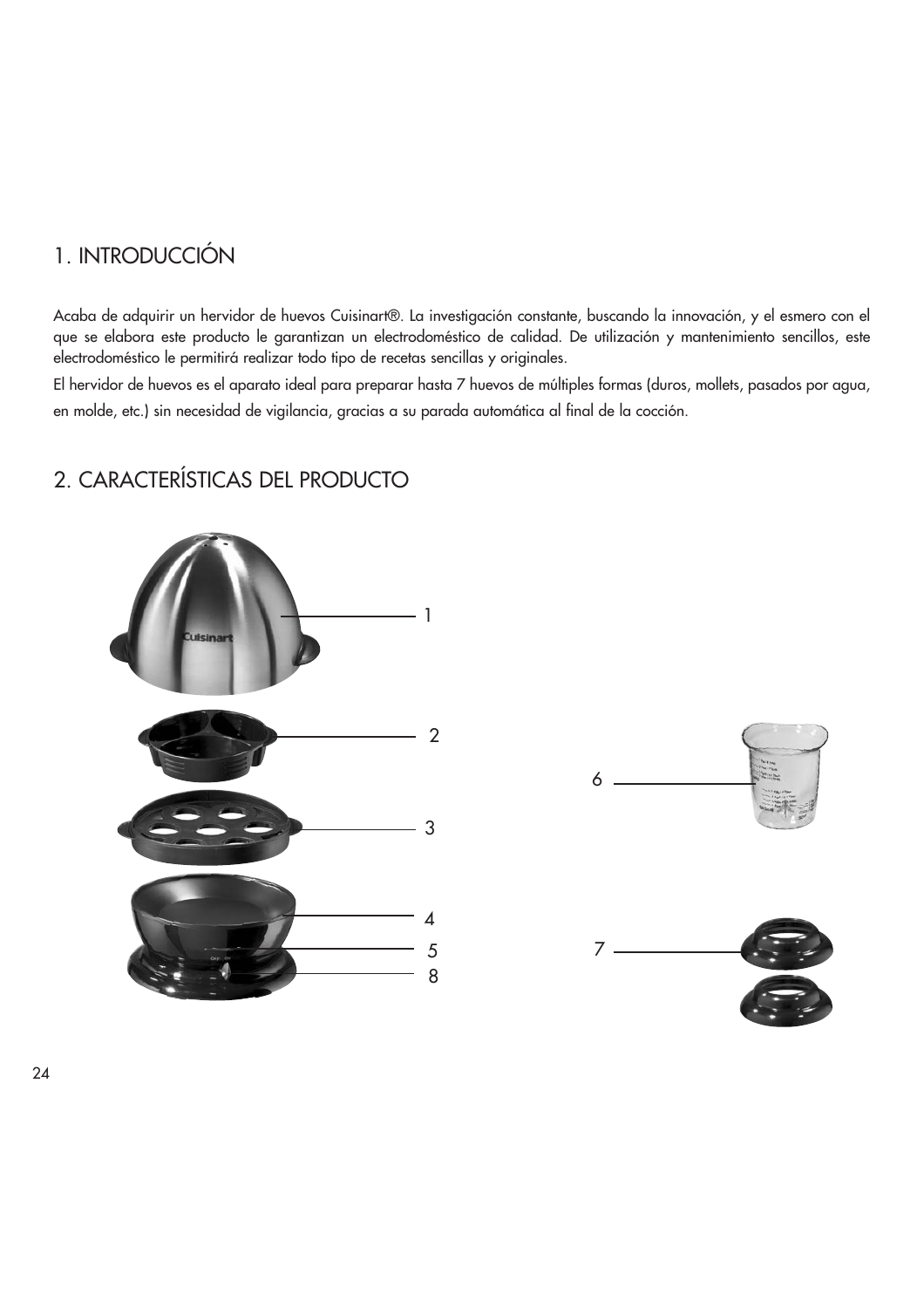## 1. INTRODUCCIÓN

Acaba de adquirir un hervidor de huevos Cuisinart®. La investigación constante, buscando la innovación, y el esmero con el que se elabora este producto le garantizan un electrodoméstico de calidad. De utilización y mantenimiento sencillos, este electrodoméstico le permitirá realizar todo tipo de recetas sencillas y originales.

El hervidor de huevos es el aparato ideal para preparar hasta 7 huevos de múltiples formas (duros, mollets, pasados por agua, en molde, etc.) sin necesidad de vigilancia, gracias a su parada automática al final de la cocción.

## 2. CARACTERÍSTICAS DEL PRODUCTO

1

2

3

4

5

8

6

7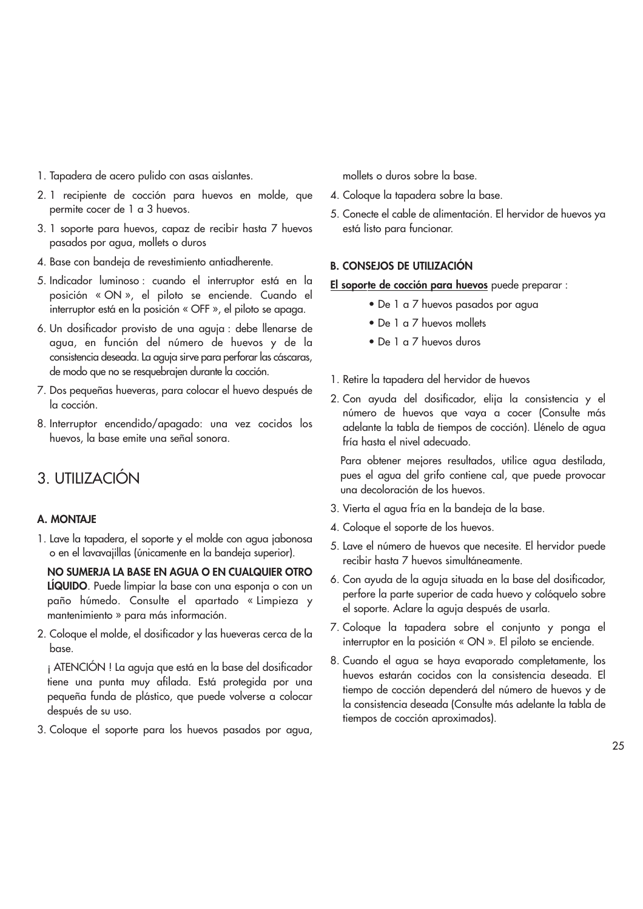1. Tapadera de acero pulido con asas aislantes.
2. 1 recipiente de cocción para huevos en molde, que permite cocer de 1 a 3 huevos.
3. 1 soporte para huevos, capaz de recibir hasta 7 huevos pasados por agua, mollets o duros
4. Base con bandeja de revestimiento antiadherente.
5. Indicador luminoso : cuando el interruptor está en la posición « ON », el piloto se enciende. Cuando el interruptor está en la posición « OFF », el piloto se apaga.
6. Un dosificador provisto de una aguja : debe llenarse de agua, en función del número de huevos y de la consistencia deseada. La aguja sirve para perforar las cáscaras, de modo que no se resquebrajen durante la cocción.
7. Dos pequeñas hueveras, para colocar el huevo después de la cocción.
8. Interruptor encendido/apagado: una vez cocidos los huevos, la base emite una señal sonora.

# 3. UTILIZACIÓN

### A. MONTAJE

1. Lave la tapadera, el soporte y el molde con agua jabonosa o en el lavavajillas (únicamente en la bandeja superior).

   **NO SUMERJA LA BASE EN AGUA O EN CUALQUIER OTRO LÍQUIDO**. Puede limpiar la base con una esponja o con un paño húmedo. Consulte el apartado « Limpieza y mantenimiento » para más información.
2. Coloque el molde, el dosificador y las hueveras cerca de la base.

   ¡ ATENCIÓN ! La aguja que está en la base del dosificador tiene una punta muy afilada. Está protegida por una pequeña funda de plástico, que puede volverse a colocar después de su uso.
3. Coloque el soporte para los huevos pasados por agua, mollets o duros sobre la base.
4. Coloque la tapadera sobre la base.
5. Conecte el cable de alimentación. El hervidor de huevos ya está listo para funcionar.

### B. CONSEJOS DE UTILIZACIÓN

**El soporte de cocción para huevos** puede preparar :

- De 1 a 7 huevos pasados por agua
- De 1 a 7 huevos mollets
- De 1 a 7 huevos duros

1. Retire la tapadera del hervidor de huevos
2. Con ayuda del dosificador, elija la consistencia y el número de huevos que vaya a cocer (Consulte más adelante la tabla de tiempos de cocción). Llénelo de agua fría hasta el nivel adecuado.

   Para obtener mejores resultados, utilice agua destilada, pues el agua del grifo contiene cal, que puede provocar una decoloración de los huevos.
3. Vierta el agua fría en la bandeja de la base.
4. Coloque el soporte de los huevos.
5. Lave el número de huevos que necesite. El hervidor puede recibir hasta 7 huevos simultáneamente.
6. Con ayuda de la aguja situada en la base del dosificador, perfore la parte superior de cada huevo y colóquelo sobre el soporte. Aclare la aguja después de usarla.
7. Coloque la tapadera sobre el conjunto y ponga el interruptor en la posición « ON ». El piloto se enciende.
8. Cuando el agua se haya evaporado completamente, los huevos estarán cocidos con la consistencia deseada. El tiempo de cocción dependerá del número de huevos y de la consistencia deseada (Consulte más adelante la tabla de tiempos de cocción aproximados).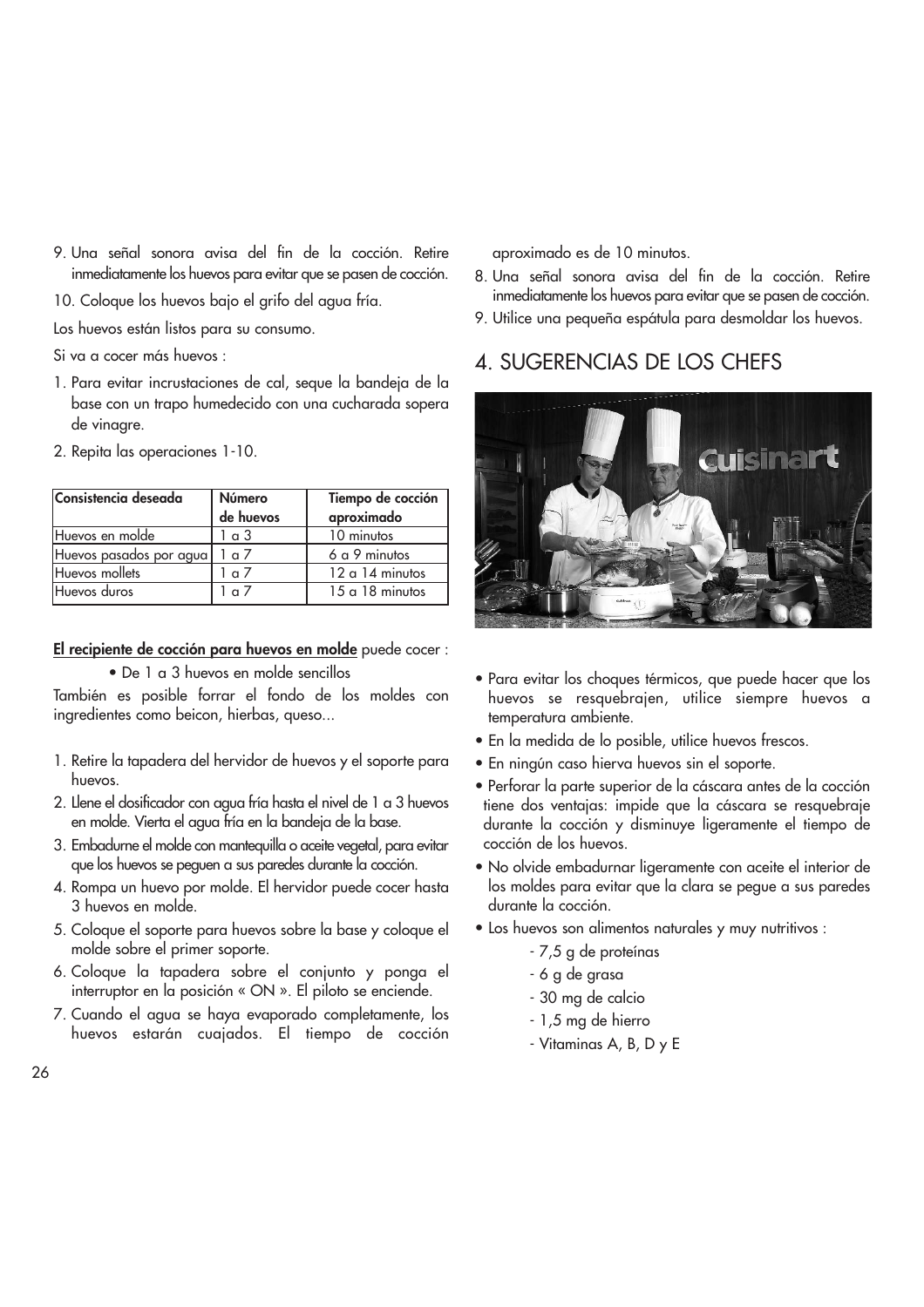9. Una señal sonora avisa del fin de la cocción. Retire inmediatamente los huevos para evitar que se pasen de cocción.

10. Coloque los huevos bajo el grifo del agua fría.

Los huevos están listos para su consumo.

Si va a cocer más huevos :

1. Para evitar incrustaciones de cal, seque la bandeja de la base con un trapo humedecido con una cucharada sopera de vinagre.
2. Repita las operaciones 1-10.

| Consistencia deseada | Número de huevos | Tiempo de cocción aproximado |
|---|---|---|
| Huevos en molde | 1 a 3 | 10 minutos |
| Huevos pasados por agua | 1 a 7 | 6 a 9 minutos |
| Huevos mollets | 1 a 7 | 12 a 14 minutos |
| Huevos duros | 1 a 7 | 15 a 18 minutos |

**El recipiente de cocción para huevos en molde** puede cocer :

- De 1 a 3 huevos en molde sencillos

También es posible forrar el fondo de los moldes con ingredientes como beicon, hierbas, queso...

1. Retire la tapadera del hervidor de huevos y el soporte para huevos.
2. Llene el dosificador con agua fría hasta el nivel de 1 a 3 huevos en molde. Vierta el agua fría en la bandeja de la base.
3. Embadurne el molde con mantequilla o aceite vegetal, para evitar que los huevos se peguen a sus paredes durante la cocción.
4. Rompa un huevo por molde. El hervidor puede cocer hasta 3 huevos en molde.
5. Coloque el soporte para huevos sobre la base y coloque el molde sobre el primer soporte.
6. Coloque la tapadera sobre el conjunto y ponga el interruptor en la posición « ON ». El piloto se enciende.
7. Cuando el agua se haya evaporado completamente, los huevos estarán cuajados. El tiempo de cocción aproximado es de 10 minutos.
8. Una señal sonora avisa del fin de la cocción. Retire inmediatamente los huevos para evitar que se pasen de cocción.
9. Utilice una pequeña espátula para desmoldar los huevos.

## 4. SUGERENCIAS DE LOS CHEFS

- Para evitar los choques térmicos, que puede hacer que los huevos se resquebrajen, utilice siempre huevos a temperatura ambiente.
- En la medida de lo posible, utilice huevos frescos.
- En ningún caso hierva huevos sin el soporte.
- Perforar la parte superior de la cáscara antes de la cocción tiene dos ventajas: impide que la cáscara se resquebraje durante la cocción y disminuye ligeramente el tiempo de cocción de los huevos.
- No olvide embadurnar ligeramente con aceite el interior de los moldes para evitar que la clara se pegue a sus paredes durante la cocción.
- Los huevos son alimentos naturales y muy nutritivos :
  - 7,5 g de proteínas
  - 6 g de grasa
  - 30 mg de calcio
  - 1,5 mg de hierro
  - Vitaminas A, B, D y E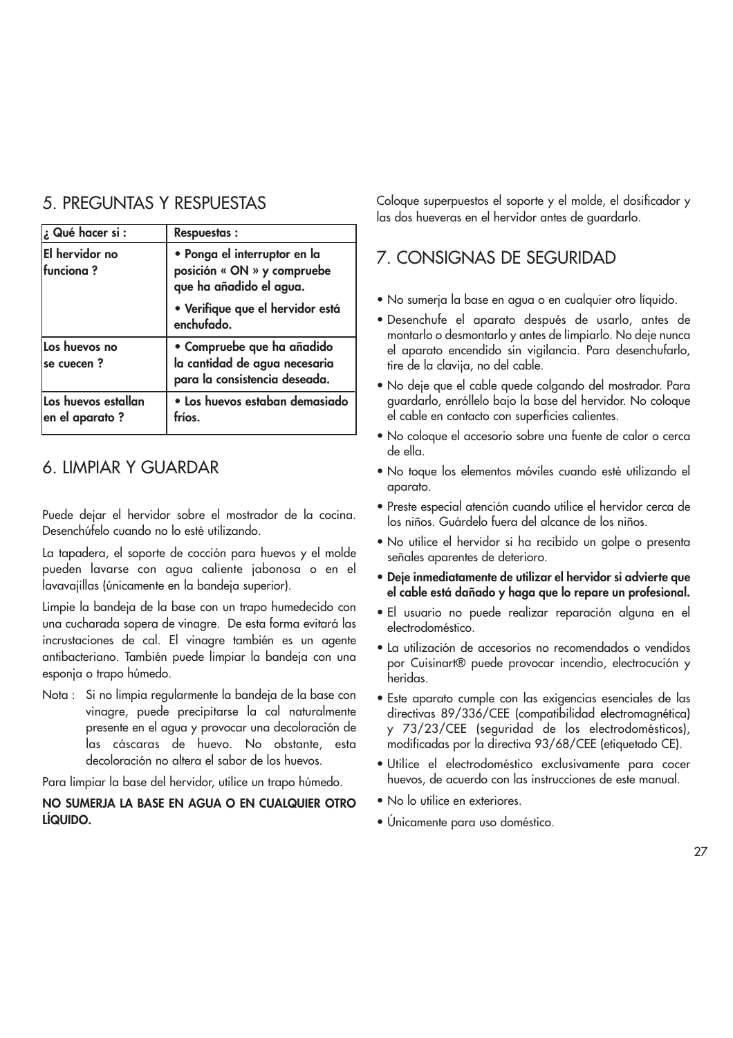## 5. PREGUNTAS Y RESPUESTAS

| ¿ Qué hacer si : | Respuestas : |
| --- | --- |
| El hervidor no funciona ? | • Ponga el interruptor en la posición « ON » y compruebe que ha añadido el agua. • Verifique que el hervidor está enchufado. |
| Los huevos no se cuecen ? | • Compruebe que ha añadido la cantidad de agua necesaria para la consistencia deseada. |
| Los huevos estallan en el aparato ? | • Los huevos estaban demasiado fríos. |

## 6. LIMPIAR Y GUARDAR

Puede dejar el hervidor sobre el mostrador de la cocina. Desenchúfelo cuando no lo esté utilizando.

La tapadera, el soporte de cocción para huevos y el molde pueden lavarse con agua caliente jabonosa o en el lavavajillas (únicamente en la bandeja superior).

Limpie la bandeja de la base con un trapo humedecido con una cucharada sopera de vinagre. De esta forma evitará las incrustaciones de cal. El vinagre también es un agente antibacteriano. También puede limpiar la bandeja con una esponja o trapo húmedo.

Nota : Si no limpia regularmente la bandeja de la base con vinagre, puede precipitarse la cal naturalmente presente en el agua y provocar una decoloración de las cáscaras de huevo. No obstante, esta decoloración no altera el sabor de los huevos.

Para limpiar la base del hervidor, utilice un trapo húmedo.

**NO SUMERJA LA BASE EN AGUA O EN CUALQUIER OTRO LÍQUIDO.**

Coloque superpuestos el soporte y el molde, el dosificador y las dos hueveras en el hervidor antes de guardarlo.

## 7. CONSIGNAS DE SEGURIDAD

- No sumerja la base en agua o en cualquier otro líquido.
- Desenchufe el aparato después de usarlo, antes de montarlo o desmontarlo y antes de limpiarlo. No deje nunca el aparato encendido sin vigilancia. Para desenchufarlo, tire de la clavija, no del cable.
- No deje que el cable quede colgando del mostrador. Para guardarlo, enróllelo bajo la base del hervidor. No coloque el cable en contacto con superficies calientes.
- No coloque el accesorio sobre una fuente de calor o cerca de ella.
- No toque los elementos móviles cuando esté utilizando el aparato.
- Preste especial atención cuando utilice el hervidor cerca de los niños. Guárdelo fuera del alcance de los niños.
- No utilice el hervidor si ha recibido un golpe o presenta señales aparentes de deterioro.
- **Deje inmediatamente de utilizar el hervidor si advierte que el cable está dañado y haga que lo repare un profesional.**
- El usuario no puede realizar reparación alguna en el electrodoméstico.
- La utilización de accesorios no recomendados o vendidos por Cuisinart® puede provocar incendio, electrocución y heridas.
- Este aparato cumple con las exigencias esenciales de las directivas 89/336/CEE (compatibilidad electromagnética) y 73/23/CEE (seguridad de los electrodomésticos), modificadas por la directiva 93/68/CEE (etiquetado CE).
- Utilice el electrodoméstico exclusivamente para cocer huevos, de acuerdo con las instrucciones de este manual.
- No lo utilice en exteriores.
- Únicamente para uso doméstico.